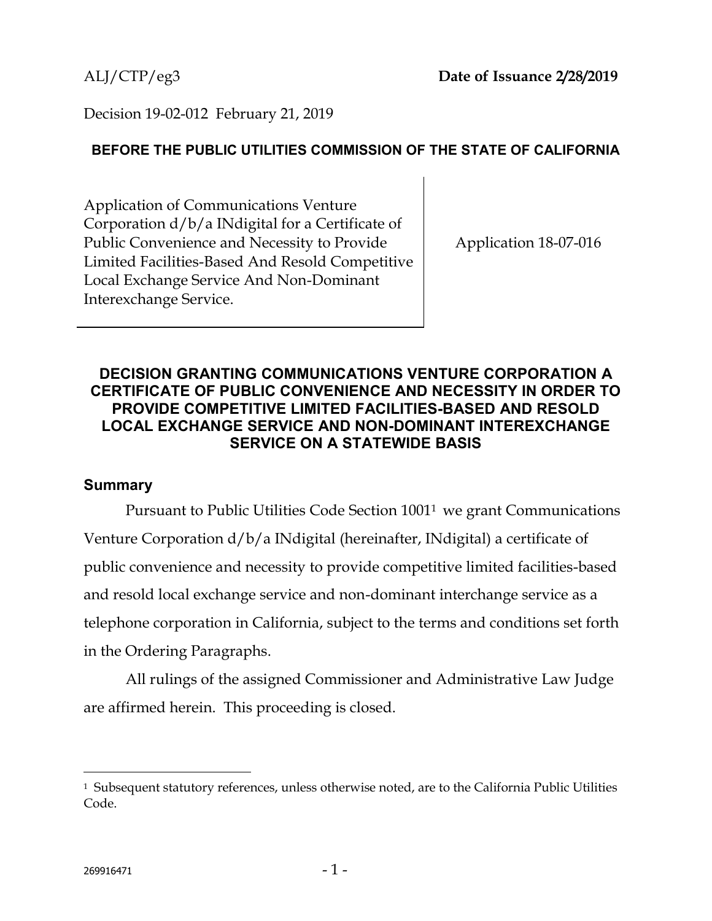ALJ/CTP/eg3 **Date of Issuance 2/28/2019**

Decision 19-02-012 February 21, 2019

**BEFORE THE PUBLIC UTILITIES COMMISSION OF THE STATE OF CALIFORNIA**

| | |
|---|---|
| Application of Communications Venture Corporation d/b/a INdigital for a Certificate of Public Convenience and Necessity to Provide Limited Facilities-Based And Resold Competitive Local Exchange Service And Non-Dominant Interexchange Service. | Application 18-07-016 |

## DECISION GRANTING COMMUNICATIONS VENTURE CORPORATION A CERTIFICATE OF PUBLIC CONVENIENCE AND NECESSITY IN ORDER TO PROVIDE COMPETITIVE LIMITED FACILITIES-BASED AND RESOLD LOCAL EXCHANGE SERVICE AND NON-DOMINANT INTEREXCHANGE SERVICE ON A STATEWIDE BASIS

### Summary

Pursuant to Public Utilities Code Section 1001[1] we grant Communications Venture Corporation d/b/a INdigital (hereinafter, INdigital) a certificate of public convenience and necessity to provide competitive limited facilities-based and resold local exchange service and non-dominant interchange service as a telephone corporation in California, subject to the terms and conditions set forth in the Ordering Paragraphs.

All rulings of the assigned Commissioner and Administrative Law Judge are affirmed herein. This proceeding is closed.

---

[1] Subsequent statutory references, unless otherwise noted, are to the California Public Utilities Code.

269916471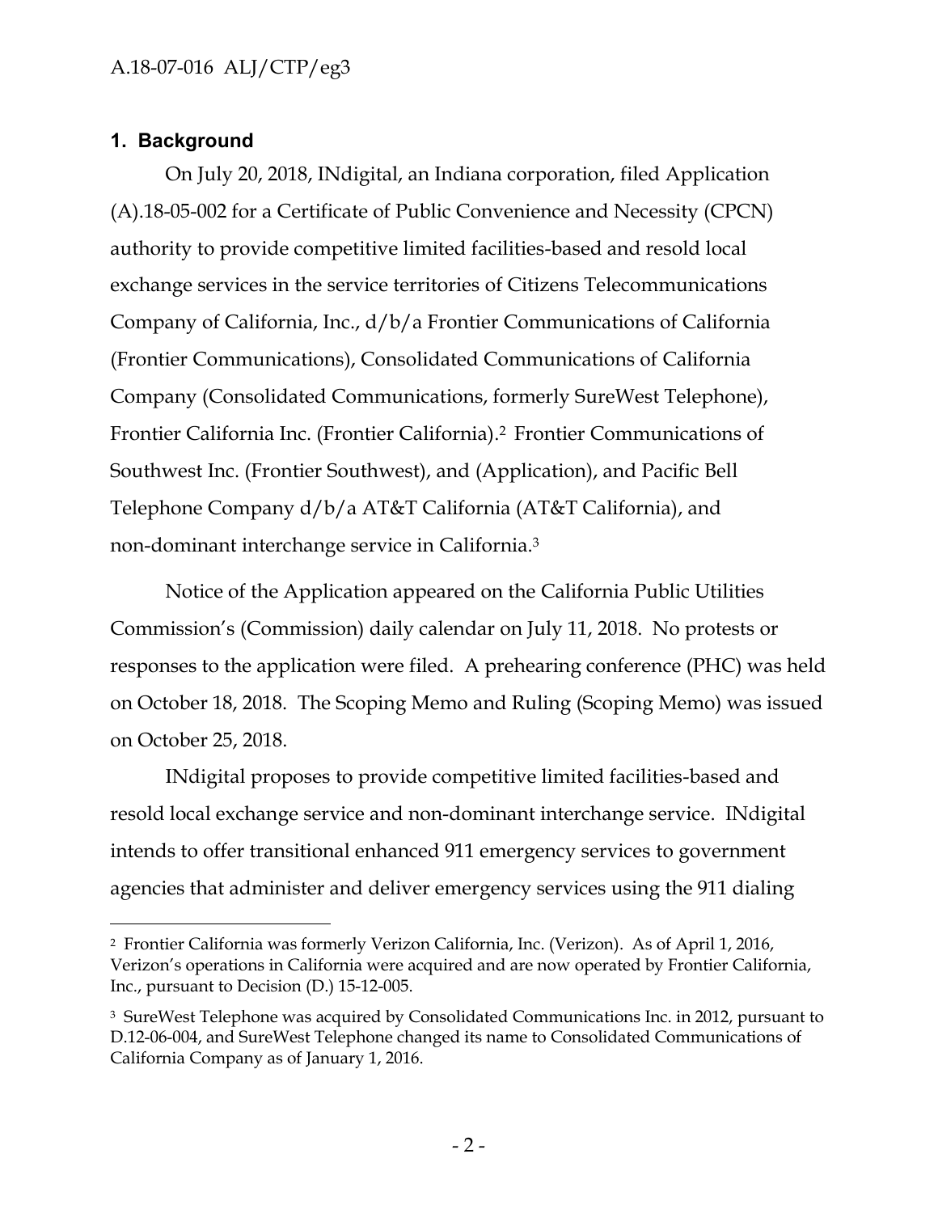## 1. Background

On July 20, 2018, INdigital, an Indiana corporation, filed Application (A).18-05-002 for a Certificate of Public Convenience and Necessity (CPCN) authority to provide competitive limited facilities-based and resold local exchange services in the service territories of Citizens Telecommunications Company of California, Inc., d/b/a Frontier Communications of California (Frontier Communications), Consolidated Communications of California Company (Consolidated Communications, formerly SureWest Telephone), Frontier California Inc. (Frontier California).[2] Frontier Communications of Southwest Inc. (Frontier Southwest), and (Application), and Pacific Bell Telephone Company d/b/a AT&T California (AT&T California), and non-dominant interchange service in California.[3]

Notice of the Application appeared on the California Public Utilities Commission's (Commission) daily calendar on July 11, 2018. No protests or responses to the application were filed. A prehearing conference (PHC) was held on October 18, 2018. The Scoping Memo and Ruling (Scoping Memo) was issued on October 25, 2018.

INdigital proposes to provide competitive limited facilities-based and resold local exchange service and non-dominant interchange service. INdigital intends to offer transitional enhanced 911 emergency services to government agencies that administer and deliver emergency services using the 911 dialing

---

[2] Frontier California was formerly Verizon California, Inc. (Verizon). As of April 1, 2016, Verizon's operations in California were acquired and are now operated by Frontier California, Inc., pursuant to Decision (D.) 15-12-005.

[3] SureWest Telephone was acquired by Consolidated Communications Inc. in 2012, pursuant to D.12-06-004, and SureWest Telephone changed its name to Consolidated Communications of California Company as of January 1, 2016.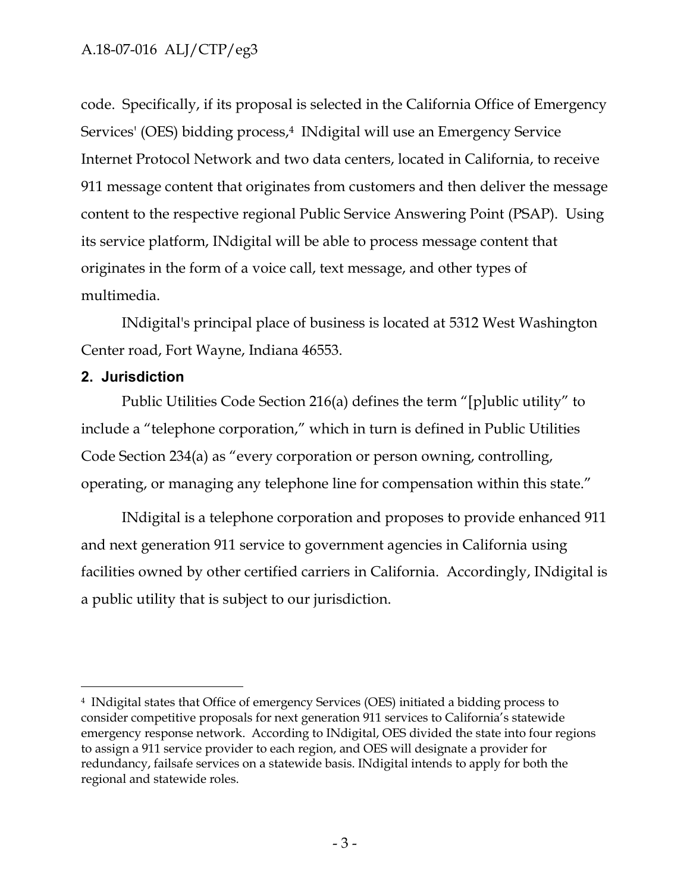code. Specifically, if its proposal is selected in the California Office of Emergency Services' (OES) bidding process,[4] INdigital will use an Emergency Service Internet Protocol Network and two data centers, located in California, to receive 911 message content that originates from customers and then deliver the message content to the respective regional Public Service Answering Point (PSAP). Using its service platform, INdigital will be able to process message content that originates in the form of a voice call, text message, and other types of multimedia.

INdigital's principal place of business is located at 5312 West Washington Center road, Fort Wayne, Indiana 46553.

## 2. Jurisdiction

Public Utilities Code Section 216(a) defines the term "[p]ublic utility" to include a "telephone corporation," which in turn is defined in Public Utilities Code Section 234(a) as "every corporation or person owning, controlling, operating, or managing any telephone line for compensation within this state."

INdigital is a telephone corporation and proposes to provide enhanced 911 and next generation 911 service to government agencies in California using facilities owned by other certified carriers in California. Accordingly, INdigital is a public utility that is subject to our jurisdiction.

---

[4] INdigital states that Office of emergency Services (OES) initiated a bidding process to consider competitive proposals for next generation 911 services to California's statewide emergency response network. According to INdigital, OES divided the state into four regions to assign a 911 service provider to each region, and OES will designate a provider for redundancy, failsafe services on a statewide basis. INdigital intends to apply for both the regional and statewide roles.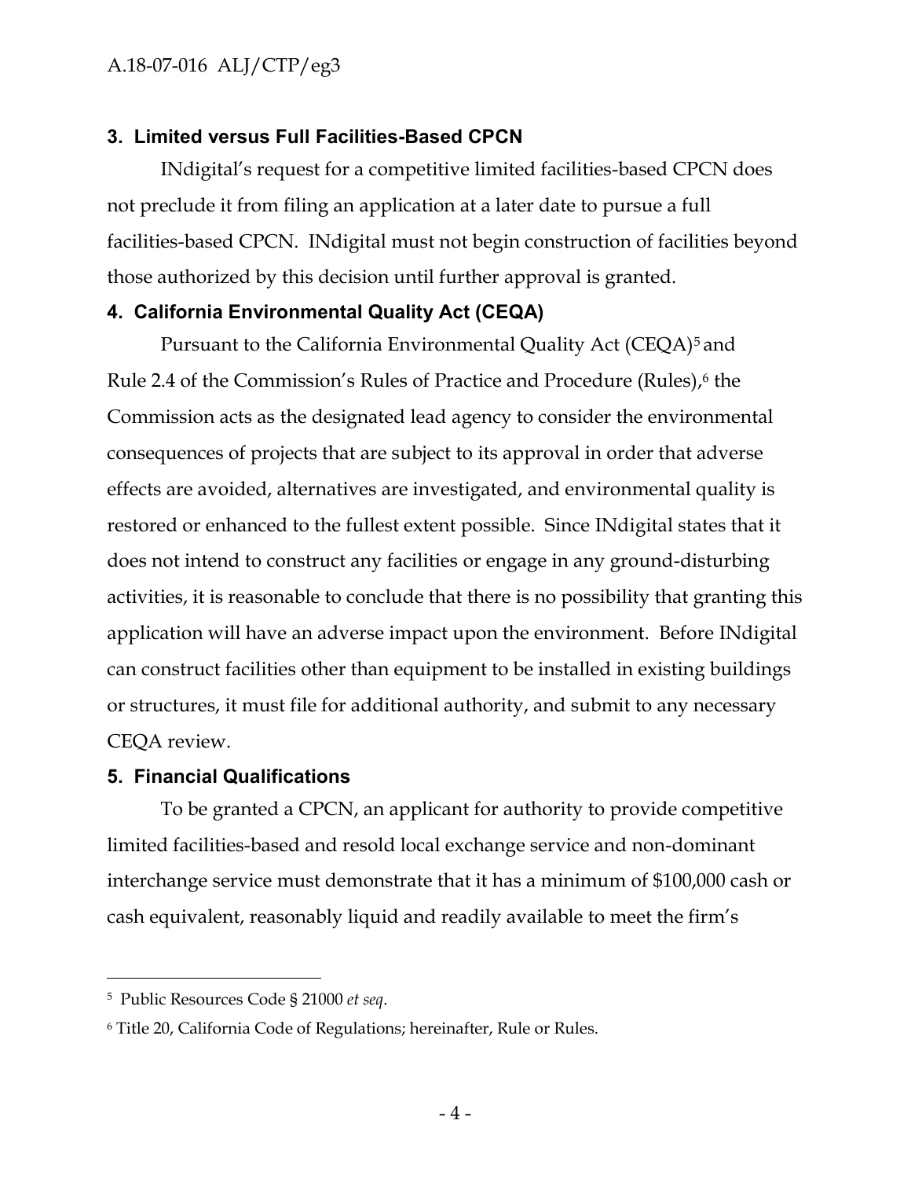## 3. Limited versus Full Facilities-Based CPCN

INdigital's request for a competitive limited facilities-based CPCN does not preclude it from filing an application at a later date to pursue a full facilities-based CPCN. INdigital must not begin construction of facilities beyond those authorized by this decision until further approval is granted.

## 4. California Environmental Quality Act (CEQA)

Pursuant to the California Environmental Quality Act (CEQA)[5] and Rule 2.4 of the Commission's Rules of Practice and Procedure (Rules),[6] the Commission acts as the designated lead agency to consider the environmental consequences of projects that are subject to its approval in order that adverse effects are avoided, alternatives are investigated, and environmental quality is restored or enhanced to the fullest extent possible. Since INdigital states that it does not intend to construct any facilities or engage in any ground-disturbing activities, it is reasonable to conclude that there is no possibility that granting this application will have an adverse impact upon the environment. Before INdigital can construct facilities other than equipment to be installed in existing buildings or structures, it must file for additional authority, and submit to any necessary CEQA review.

## 5. Financial Qualifications

To be granted a CPCN, an applicant for authority to provide competitive limited facilities-based and resold local exchange service and non-dominant interchange service must demonstrate that it has a minimum of $100,000 cash or cash equivalent, reasonably liquid and readily available to meet the firm's

---

[5] Public Resources Code § 21000 *et seq*.

[6] Title 20, California Code of Regulations; hereinafter, Rule or Rules.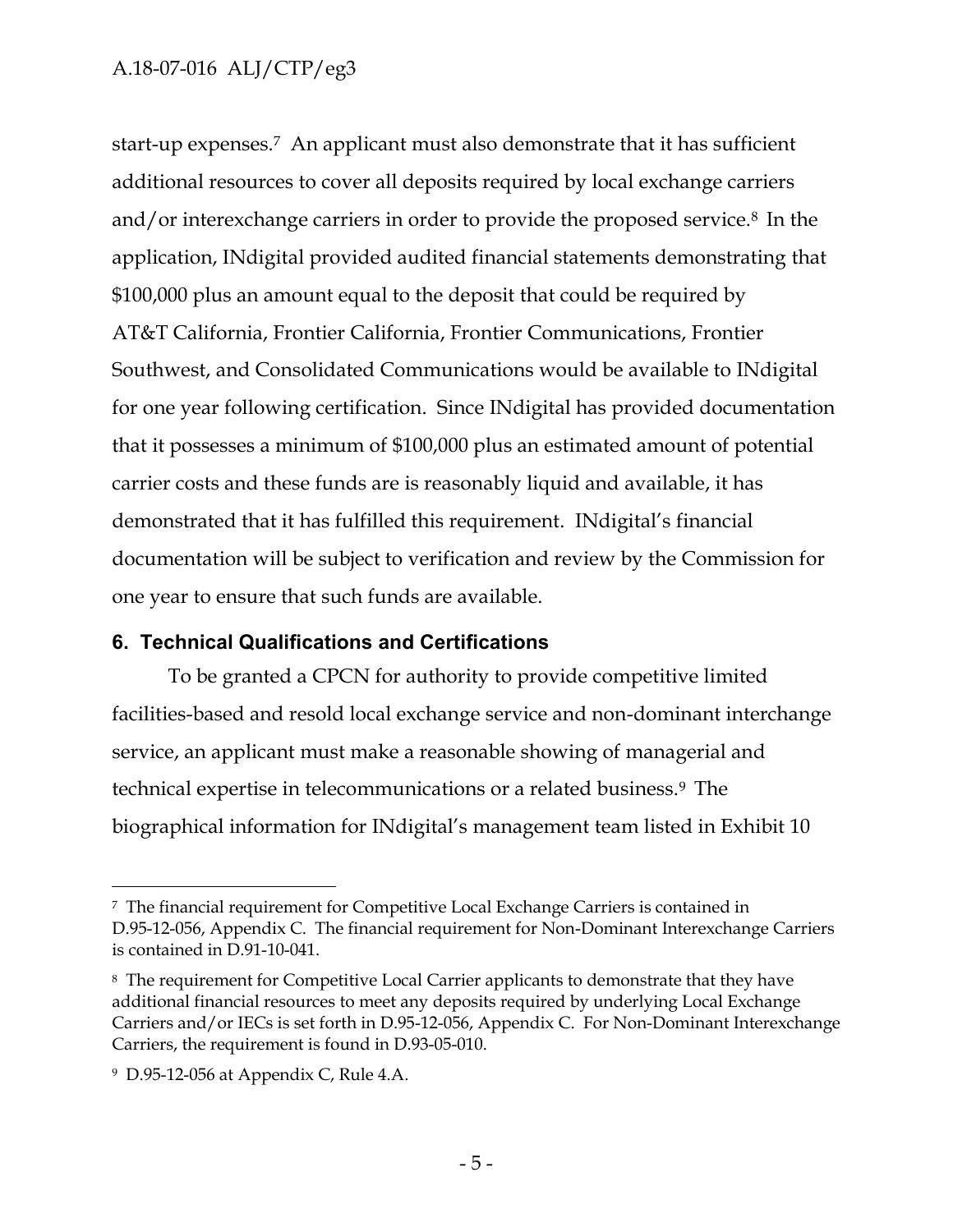start-up expenses.[7] An applicant must also demonstrate that it has sufficient additional resources to cover all deposits required by local exchange carriers and/or interexchange carriers in order to provide the proposed service.[8] In the application, INdigital provided audited financial statements demonstrating that $100,000 plus an amount equal to the deposit that could be required by AT&T California, Frontier California, Frontier Communications, Frontier Southwest, and Consolidated Communications would be available to INdigital for one year following certification. Since INdigital has provided documentation that it possesses a minimum of $100,000 plus an estimated amount of potential carrier costs and these funds are is reasonably liquid and available, it has demonstrated that it has fulfilled this requirement. INdigital's financial documentation will be subject to verification and review by the Commission for one year to ensure that such funds are available.

## 6. Technical Qualifications and Certifications

To be granted a CPCN for authority to provide competitive limited facilities-based and resold local exchange service and non-dominant interchange service, an applicant must make a reasonable showing of managerial and technical expertise in telecommunications or a related business.[9] The biographical information for INdigital's management team listed in Exhibit 10

---

[7] The financial requirement for Competitive Local Exchange Carriers is contained in D.95-12-056, Appendix C. The financial requirement for Non-Dominant Interexchange Carriers is contained in D.91-10-041.

[8] The requirement for Competitive Local Carrier applicants to demonstrate that they have additional financial resources to meet any deposits required by underlying Local Exchange Carriers and/or IECs is set forth in D.95-12-056, Appendix C. For Non-Dominant Interexchange Carriers, the requirement is found in D.93-05-010.

[9] D.95-12-056 at Appendix C, Rule 4.A.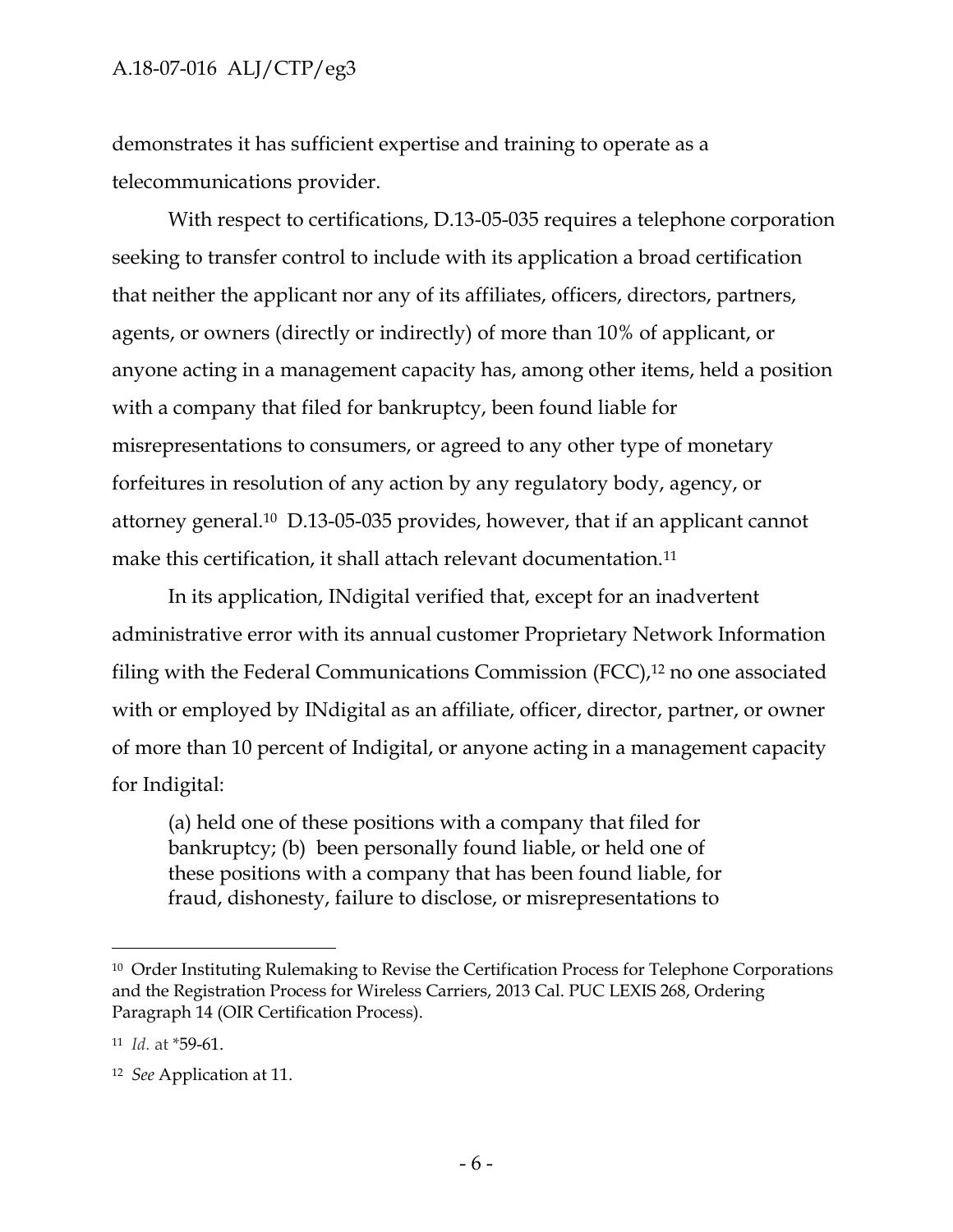demonstrates it has sufficient expertise and training to operate as a telecommunications provider.

With respect to certifications, D.13-05-035 requires a telephone corporation seeking to transfer control to include with its application a broad certification that neither the applicant nor any of its affiliates, officers, directors, partners, agents, or owners (directly or indirectly) of more than 10% of applicant, or anyone acting in a management capacity has, among other items, held a position with a company that filed for bankruptcy, been found liable for misrepresentations to consumers, or agreed to any other type of monetary forfeitures in resolution of any action by any regulatory body, agency, or attorney general.[10] D.13-05-035 provides, however, that if an applicant cannot make this certification, it shall attach relevant documentation.[11]

In its application, INdigital verified that, except for an inadvertent administrative error with its annual customer Proprietary Network Information filing with the Federal Communications Commission (FCC),[12] no one associated with or employed by INdigital as an affiliate, officer, director, partner, or owner of more than 10 percent of Indigital, or anyone acting in a management capacity for Indigital:

> (a) held one of these positions with a company that filed for bankruptcy; (b) been personally found liable, or held one of these positions with a company that has been found liable, for fraud, dishonesty, failure to disclose, or misrepresentations to

---

[10] Order Instituting Rulemaking to Revise the Certification Process for Telephone Corporations and the Registration Process for Wireless Carriers, 2013 Cal. PUC LEXIS 268, Ordering Paragraph 14 (OIR Certification Process).

[11] *Id.* at *59-61.

[12] *See* Application at 11.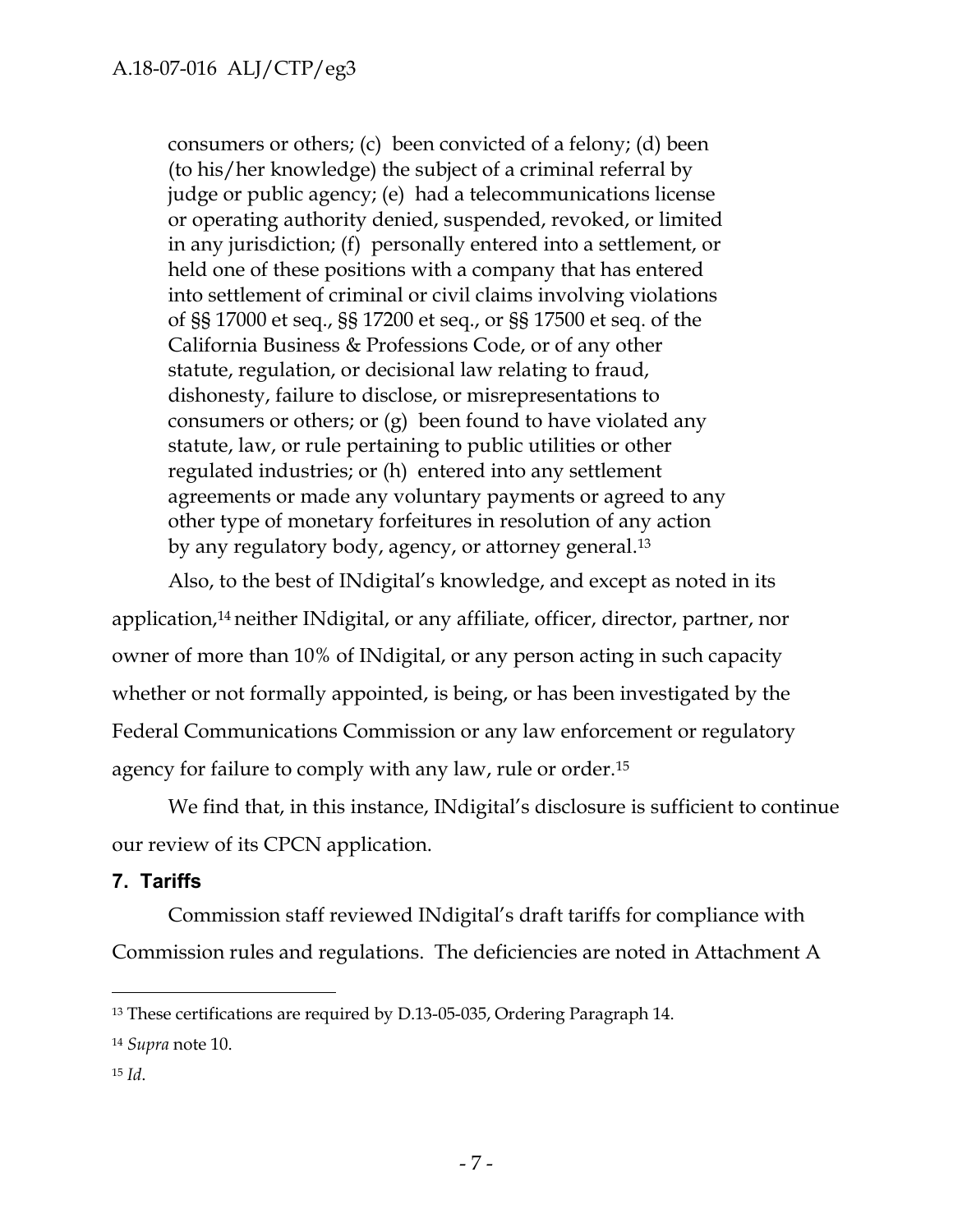> consumers or others; (c) been convicted of a felony; (d) been (to his/her knowledge) the subject of a criminal referral by judge or public agency; (e) had a telecommunications license or operating authority denied, suspended, revoked, or limited in any jurisdiction; (f) personally entered into a settlement, or held one of these positions with a company that has entered into settlement of criminal or civil claims involving violations of §§ 17000 et seq., §§ 17200 et seq., or §§ 17500 et seq. of the California Business & Professions Code, or of any other statute, regulation, or decisional law relating to fraud, dishonesty, failure to disclose, or misrepresentations to consumers or others; or (g) been found to have violated any statute, law, or rule pertaining to public utilities or other regulated industries; or (h) entered into any settlement agreements or made any voluntary payments or agreed to any other type of monetary forfeitures in resolution of any action by any regulatory body, agency, or attorney general.[13]

Also, to the best of INdigital's knowledge, and except as noted in its application,[14] neither INdigital, or any affiliate, officer, director, partner, nor owner of more than 10% of INdigital, or any person acting in such capacity whether or not formally appointed, is being, or has been investigated by the Federal Communications Commission or any law enforcement or regulatory agency for failure to comply with any law, rule or order.[15]

We find that, in this instance, INdigital's disclosure is sufficient to continue our review of its CPCN application.

## 7. Tariffs

Commission staff reviewed INdigital's draft tariffs for compliance with Commission rules and regulations. The deficiencies are noted in Attachment A

---

[13] These certifications are required by D.13-05-035, Ordering Paragraph 14.

[14] *Supra* note 10.

[15] *Id*.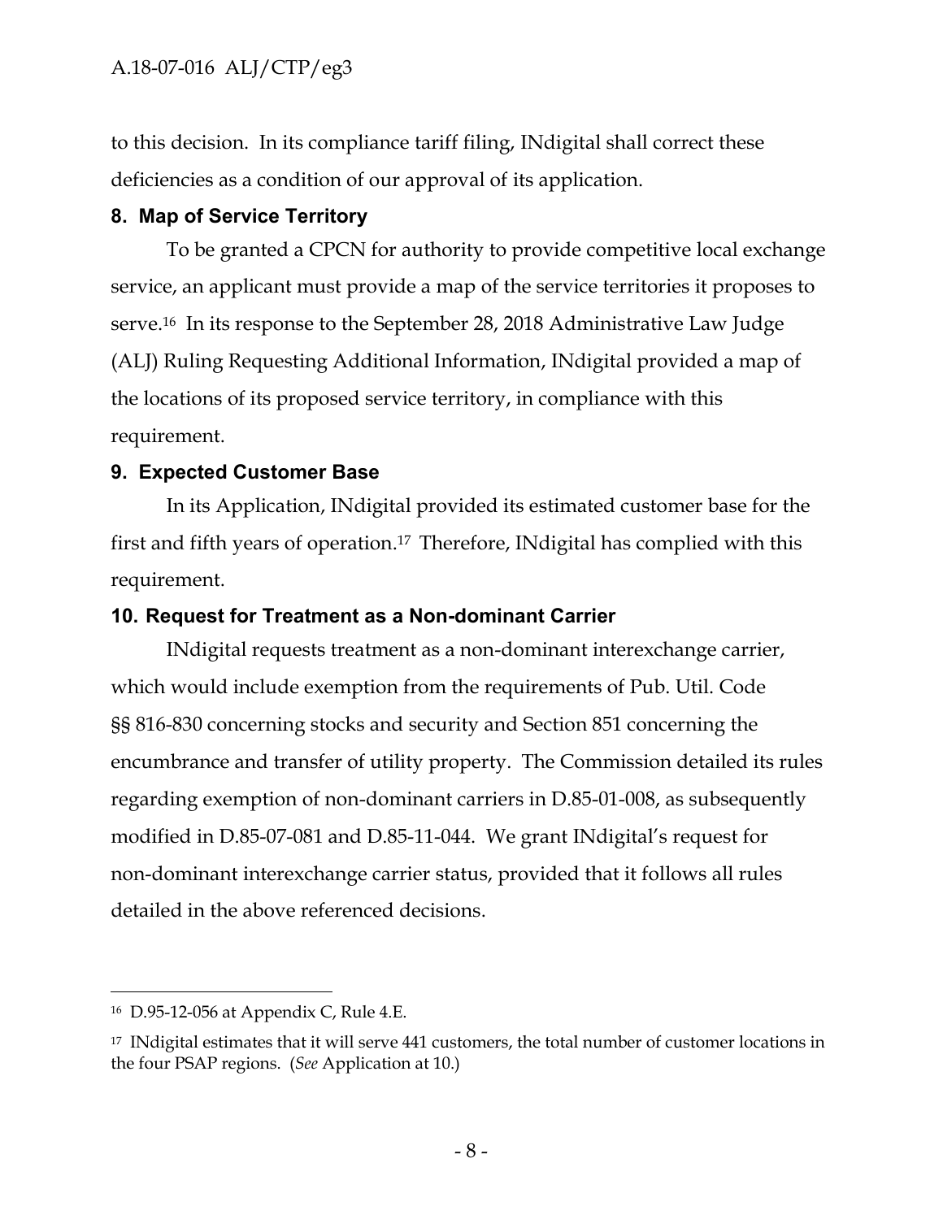to this decision. In its compliance tariff filing, INdigital shall correct these deficiencies as a condition of our approval of its application.

## 8. Map of Service Territory

To be granted a CPCN for authority to provide competitive local exchange service, an applicant must provide a map of the service territories it proposes to serve.[16] In its response to the September 28, 2018 Administrative Law Judge (ALJ) Ruling Requesting Additional Information, INdigital provided a map of the locations of its proposed service territory, in compliance with this requirement.

## 9. Expected Customer Base

In its Application, INdigital provided its estimated customer base for the first and fifth years of operation.[17] Therefore, INdigital has complied with this requirement.

## 10. Request for Treatment as a Non-dominant Carrier

INdigital requests treatment as a non-dominant interexchange carrier, which would include exemption from the requirements of Pub. Util. Code §§ 816-830 concerning stocks and security and Section 851 concerning the encumbrance and transfer of utility property. The Commission detailed its rules regarding exemption of non-dominant carriers in D.85-01-008, as subsequently modified in D.85-07-081 and D.85-11-044. We grant INdigital's request for non-dominant interexchange carrier status, provided that it follows all rules detailed in the above referenced decisions.

---

[16] D.95-12-056 at Appendix C, Rule 4.E.

[17] INdigital estimates that it will serve 441 customers, the total number of customer locations in the four PSAP regions. (*See* Application at 10.)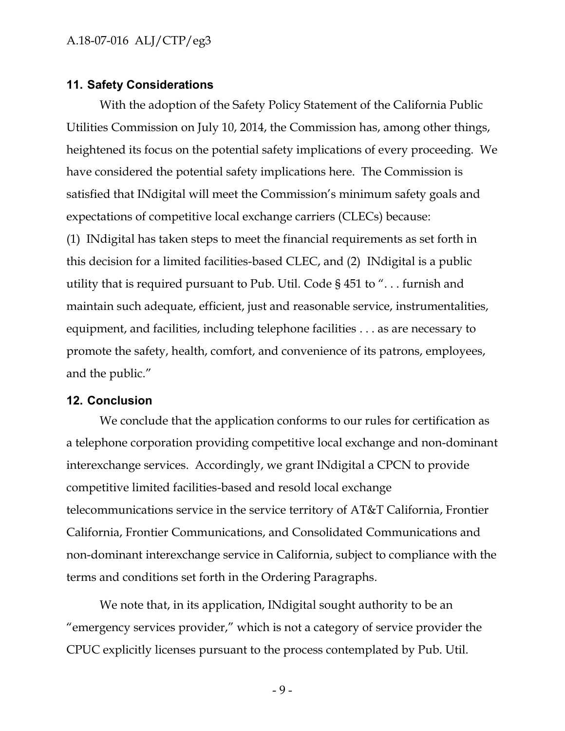## 11. Safety Considerations

With the adoption of the Safety Policy Statement of the California Public Utilities Commission on July 10, 2014, the Commission has, among other things, heightened its focus on the potential safety implications of every proceeding. We have considered the potential safety implications here. The Commission is satisfied that INdigital will meet the Commission's minimum safety goals and expectations of competitive local exchange carriers (CLECs) because: (1) INdigital has taken steps to meet the financial requirements as set forth in this decision for a limited facilities-based CLEC, and (2) INdigital is a public utility that is required pursuant to Pub. Util. Code § 451 to ". . . furnish and maintain such adequate, efficient, just and reasonable service, instrumentalities, equipment, and facilities, including telephone facilities . . . as are necessary to promote the safety, health, comfort, and convenience of its patrons, employees, and the public."

## 12. Conclusion

We conclude that the application conforms to our rules for certification as a telephone corporation providing competitive local exchange and non-dominant interexchange services. Accordingly, we grant INdigital a CPCN to provide competitive limited facilities-based and resold local exchange telecommunications service in the service territory of AT&T California, Frontier California, Frontier Communications, and Consolidated Communications and non-dominant interexchange service in California, subject to compliance with the terms and conditions set forth in the Ordering Paragraphs.

We note that, in its application, INdigital sought authority to be an "emergency services provider," which is not a category of service provider the CPUC explicitly licenses pursuant to the process contemplated by Pub. Util.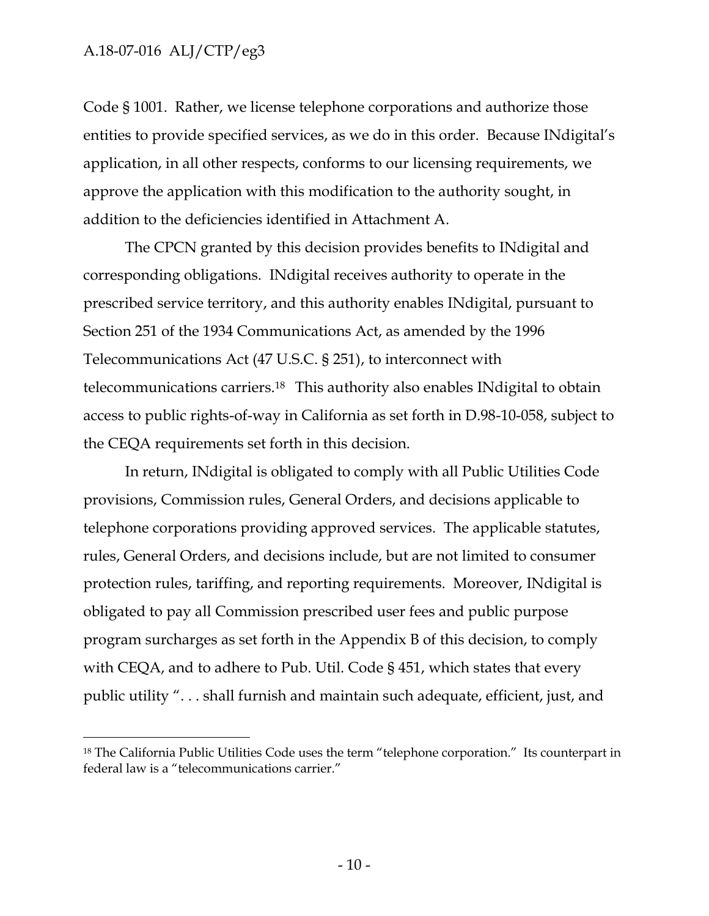Code § 1001. Rather, we license telephone corporations and authorize those entities to provide specified services, as we do in this order. Because INdigital's application, in all other respects, conforms to our licensing requirements, we approve the application with this modification to the authority sought, in addition to the deficiencies identified in Attachment A.

The CPCN granted by this decision provides benefits to INdigital and corresponding obligations. INdigital receives authority to operate in the prescribed service territory, and this authority enables INdigital, pursuant to Section 251 of the 1934 Communications Act, as amended by the 1996 Telecommunications Act (47 U.S.C. § 251), to interconnect with telecommunications carriers.[18] This authority also enables INdigital to obtain access to public rights-of-way in California as set forth in D.98-10-058, subject to the CEQA requirements set forth in this decision.

In return, INdigital is obligated to comply with all Public Utilities Code provisions, Commission rules, General Orders, and decisions applicable to telephone corporations providing approved services. The applicable statutes, rules, General Orders, and decisions include, but are not limited to consumer protection rules, tariffing, and reporting requirements. Moreover, INdigital is obligated to pay all Commission prescribed user fees and public purpose program surcharges as set forth in the Appendix B of this decision, to comply with CEQA, and to adhere to Pub. Util. Code § 451, which states that every public utility ". . . shall furnish and maintain such adequate, efficient, just, and

---

[18] The California Public Utilities Code uses the term "telephone corporation." Its counterpart in federal law is a "telecommunications carrier."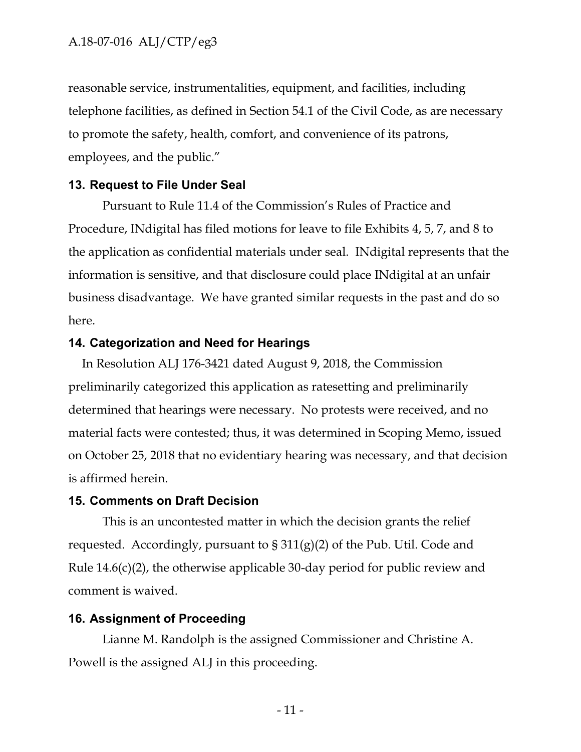reasonable service, instrumentalities, equipment, and facilities, including telephone facilities, as defined in Section 54.1 of the Civil Code, as are necessary to promote the safety, health, comfort, and convenience of its patrons, employees, and the public."

## 13. Request to File Under Seal

Pursuant to Rule 11.4 of the Commission's Rules of Practice and Procedure, INdigital has filed motions for leave to file Exhibits 4, 5, 7, and 8 to the application as confidential materials under seal. INdigital represents that the information is sensitive, and that disclosure could place INdigital at an unfair business disadvantage. We have granted similar requests in the past and do so here.

## 14. Categorization and Need for Hearings

In Resolution ALJ 176-3421 dated August 9, 2018, the Commission preliminarily categorized this application as ratesetting and preliminarily determined that hearings were necessary. No protests were received, and no material facts were contested; thus, it was determined in Scoping Memo, issued on October 25, 2018 that no evidentiary hearing was necessary, and that decision is affirmed herein.

## 15. Comments on Draft Decision

This is an uncontested matter in which the decision grants the relief requested. Accordingly, pursuant to § 311(g)(2) of the Pub. Util. Code and Rule 14.6(c)(2), the otherwise applicable 30-day period for public review and comment is waived.

## 16. Assignment of Proceeding

Lianne M. Randolph is the assigned Commissioner and Christine A. Powell is the assigned ALJ in this proceeding.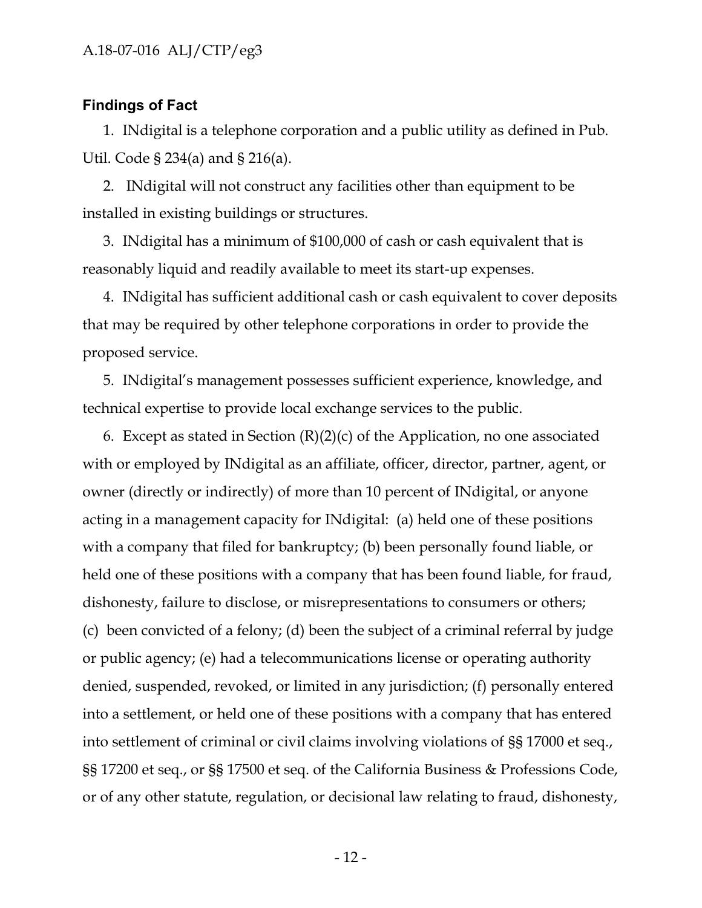## Findings of Fact

1. INdigital is a telephone corporation and a public utility as defined in Pub. Util. Code § 234(a) and § 216(a).

2. INdigital will not construct any facilities other than equipment to be installed in existing buildings or structures.

3. INdigital has a minimum of $100,000 of cash or cash equivalent that is reasonably liquid and readily available to meet its start-up expenses.

4. INdigital has sufficient additional cash or cash equivalent to cover deposits that may be required by other telephone corporations in order to provide the proposed service.

5. INdigital's management possesses sufficient experience, knowledge, and technical expertise to provide local exchange services to the public.

6. Except as stated in Section (R)(2)(c) of the Application, no one associated with or employed by INdigital as an affiliate, officer, director, partner, agent, or owner (directly or indirectly) of more than 10 percent of INdigital, or anyone acting in a management capacity for INdigital: (a) held one of these positions with a company that filed for bankruptcy; (b) been personally found liable, or held one of these positions with a company that has been found liable, for fraud, dishonesty, failure to disclose, or misrepresentations to consumers or others; (c) been convicted of a felony; (d) been the subject of a criminal referral by judge or public agency; (e) had a telecommunications license or operating authority denied, suspended, revoked, or limited in any jurisdiction; (f) personally entered into a settlement, or held one of these positions with a company that has entered into settlement of criminal or civil claims involving violations of §§ 17000 et seq., §§ 17200 et seq., or §§ 17500 et seq. of the California Business & Professions Code, or of any other statute, regulation, or decisional law relating to fraud, dishonesty,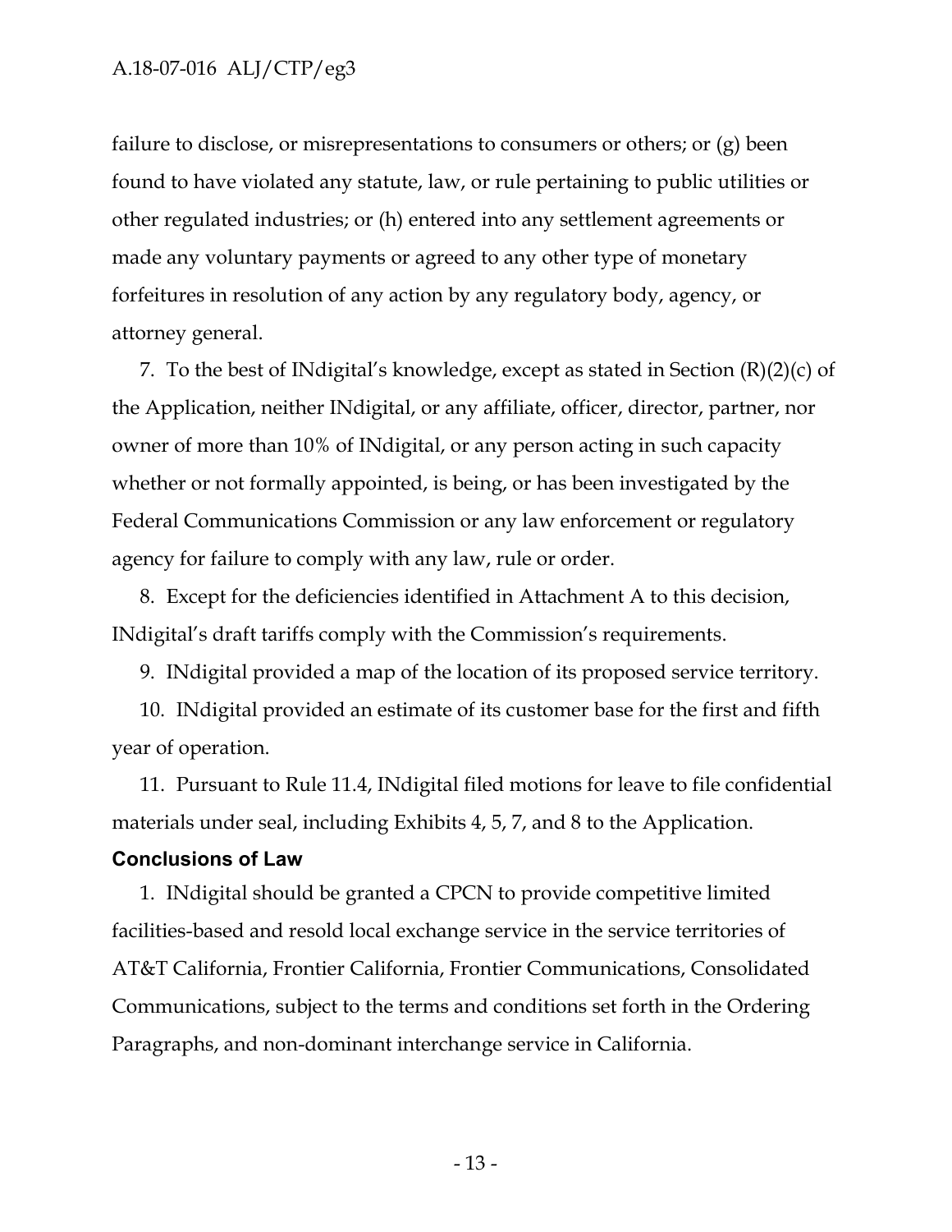failure to disclose, or misrepresentations to consumers or others; or (g) been found to have violated any statute, law, or rule pertaining to public utilities or other regulated industries; or (h) entered into any settlement agreements or made any voluntary payments or agreed to any other type of monetary forfeitures in resolution of any action by any regulatory body, agency, or attorney general.

7. To the best of INdigital's knowledge, except as stated in Section (R)(2)(c) of the Application, neither INdigital, or any affiliate, officer, director, partner, nor owner of more than 10% of INdigital, or any person acting in such capacity whether or not formally appointed, is being, or has been investigated by the Federal Communications Commission or any law enforcement or regulatory agency for failure to comply with any law, rule or order.

8. Except for the deficiencies identified in Attachment A to this decision, INdigital's draft tariffs comply with the Commission's requirements.

9. INdigital provided a map of the location of its proposed service territory.

10. INdigital provided an estimate of its customer base for the first and fifth year of operation.

11. Pursuant to Rule 11.4, INdigital filed motions for leave to file confidential materials under seal, including Exhibits 4, 5, 7, and 8 to the Application.

## Conclusions of Law

1. INdigital should be granted a CPCN to provide competitive limited facilities-based and resold local exchange service in the service territories of AT&T California, Frontier California, Frontier Communications, Consolidated Communications, subject to the terms and conditions set forth in the Ordering Paragraphs, and non-dominant interchange service in California.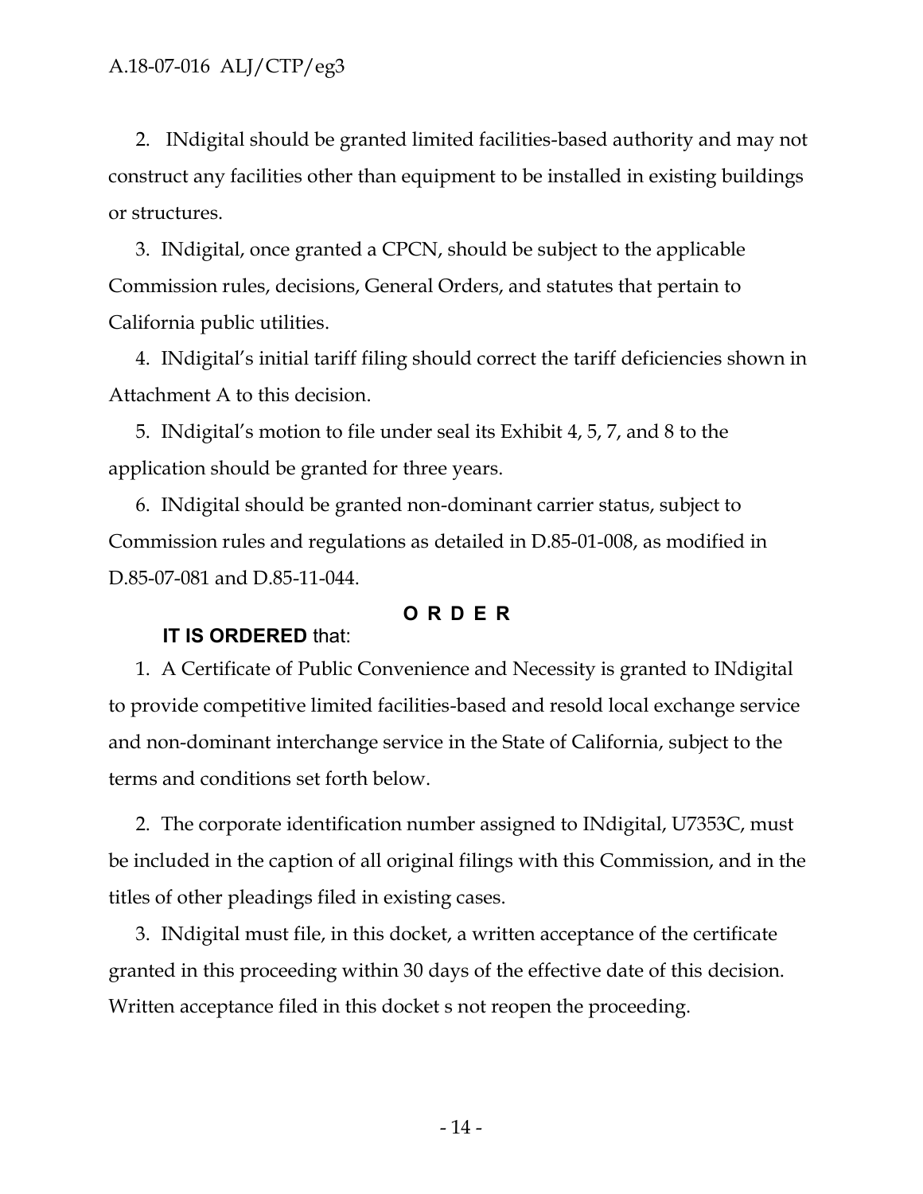2. INdigital should be granted limited facilities-based authority and may not construct any facilities other than equipment to be installed in existing buildings or structures.

3. INdigital, once granted a CPCN, should be subject to the applicable Commission rules, decisions, General Orders, and statutes that pertain to California public utilities.

4. INdigital's initial tariff filing should correct the tariff deficiencies shown in Attachment A to this decision.

5. INdigital's motion to file under seal its Exhibit 4, 5, 7, and 8 to the application should be granted for three years.

6. INdigital should be granted non-dominant carrier status, subject to Commission rules and regulations as detailed in D.85-01-008, as modified in D.85-07-081 and D.85-11-044.

## O R D E R

**IT IS ORDERED** that:

1. A Certificate of Public Convenience and Necessity is granted to INdigital to provide competitive limited facilities-based and resold local exchange service and non-dominant interchange service in the State of California, subject to the terms and conditions set forth below.

2. The corporate identification number assigned to INdigital, U7353C, must be included in the caption of all original filings with this Commission, and in the titles of other pleadings filed in existing cases.

3. INdigital must file, in this docket, a written acceptance of the certificate granted in this proceeding within 30 days of the effective date of this decision. Written acceptance filed in this docket s not reopen the proceeding.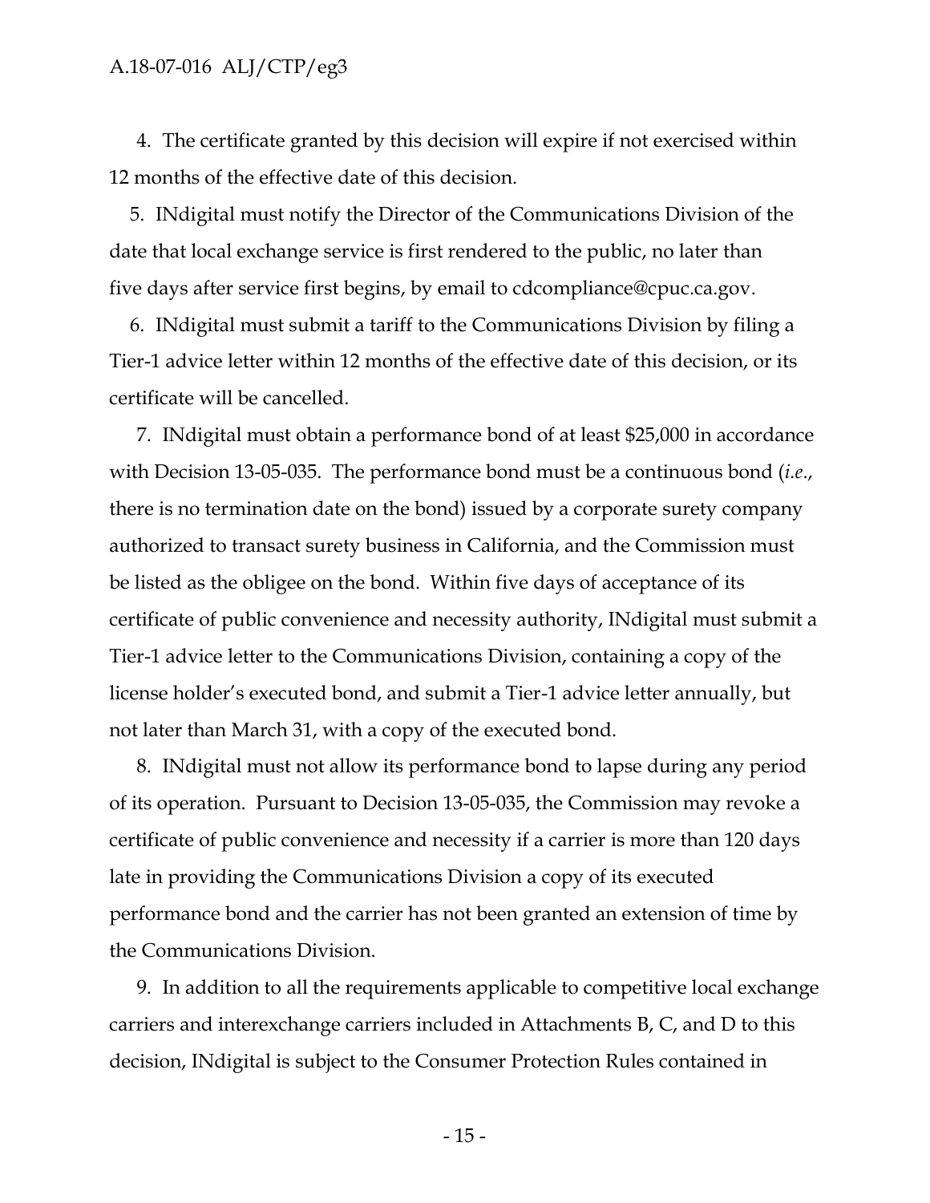4. The certificate granted by this decision will expire if not exercised within 12 months of the effective date of this decision.

5. INdigital must notify the Director of the Communications Division of the date that local exchange service is first rendered to the public, no later than five days after service first begins, by email to cdcompliance@cpuc.ca.gov.

6. INdigital must submit a tariff to the Communications Division by filing a Tier-1 advice letter within 12 months of the effective date of this decision, or its certificate will be cancelled.

7. INdigital must obtain a performance bond of at least $25,000 in accordance with Decision 13-05-035. The performance bond must be a continuous bond (*i.e.*, there is no termination date on the bond) issued by a corporate surety company authorized to transact surety business in California, and the Commission must be listed as the obligee on the bond. Within five days of acceptance of its certificate of public convenience and necessity authority, INdigital must submit a Tier-1 advice letter to the Communications Division, containing a copy of the license holder's executed bond, and submit a Tier-1 advice letter annually, but not later than March 31, with a copy of the executed bond.

8. INdigital must not allow its performance bond to lapse during any period of its operation. Pursuant to Decision 13-05-035, the Commission may revoke a certificate of public convenience and necessity if a carrier is more than 120 days late in providing the Communications Division a copy of its executed performance bond and the carrier has not been granted an extension of time by the Communications Division.

9. In addition to all the requirements applicable to competitive local exchange carriers and interexchange carriers included in Attachments B, C, and D to this decision, INdigital is subject to the Consumer Protection Rules contained in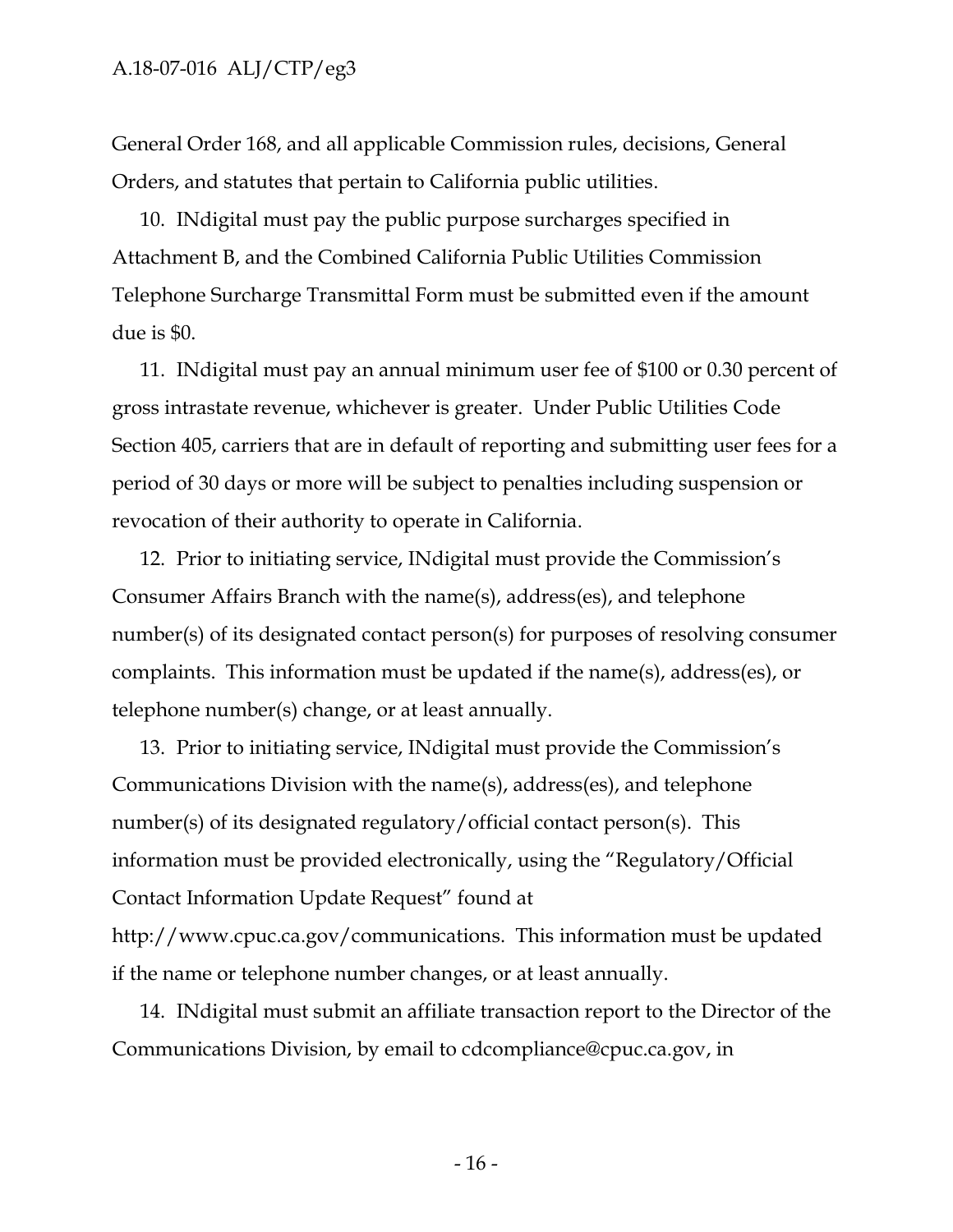General Order 168, and all applicable Commission rules, decisions, General Orders, and statutes that pertain to California public utilities.

10. INdigital must pay the public purpose surcharges specified in Attachment B, and the Combined California Public Utilities Commission Telephone Surcharge Transmittal Form must be submitted even if the amount due is $0.

11. INdigital must pay an annual minimum user fee of $100 or 0.30 percent of gross intrastate revenue, whichever is greater. Under Public Utilities Code Section 405, carriers that are in default of reporting and submitting user fees for a period of 30 days or more will be subject to penalties including suspension or revocation of their authority to operate in California.

12. Prior to initiating service, INdigital must provide the Commission's Consumer Affairs Branch with the name(s), address(es), and telephone number(s) of its designated contact person(s) for purposes of resolving consumer complaints. This information must be updated if the name(s), address(es), or telephone number(s) change, or at least annually.

13. Prior to initiating service, INdigital must provide the Commission's Communications Division with the name(s), address(es), and telephone number(s) of its designated regulatory/official contact person(s). This information must be provided electronically, using the "Regulatory/Official Contact Information Update Request" found at http://www.cpuc.ca.gov/communications. This information must be updated if the name or telephone number changes, or at least annually.

14. INdigital must submit an affiliate transaction report to the Director of the Communications Division, by email to cdcompliance@cpuc.ca.gov, in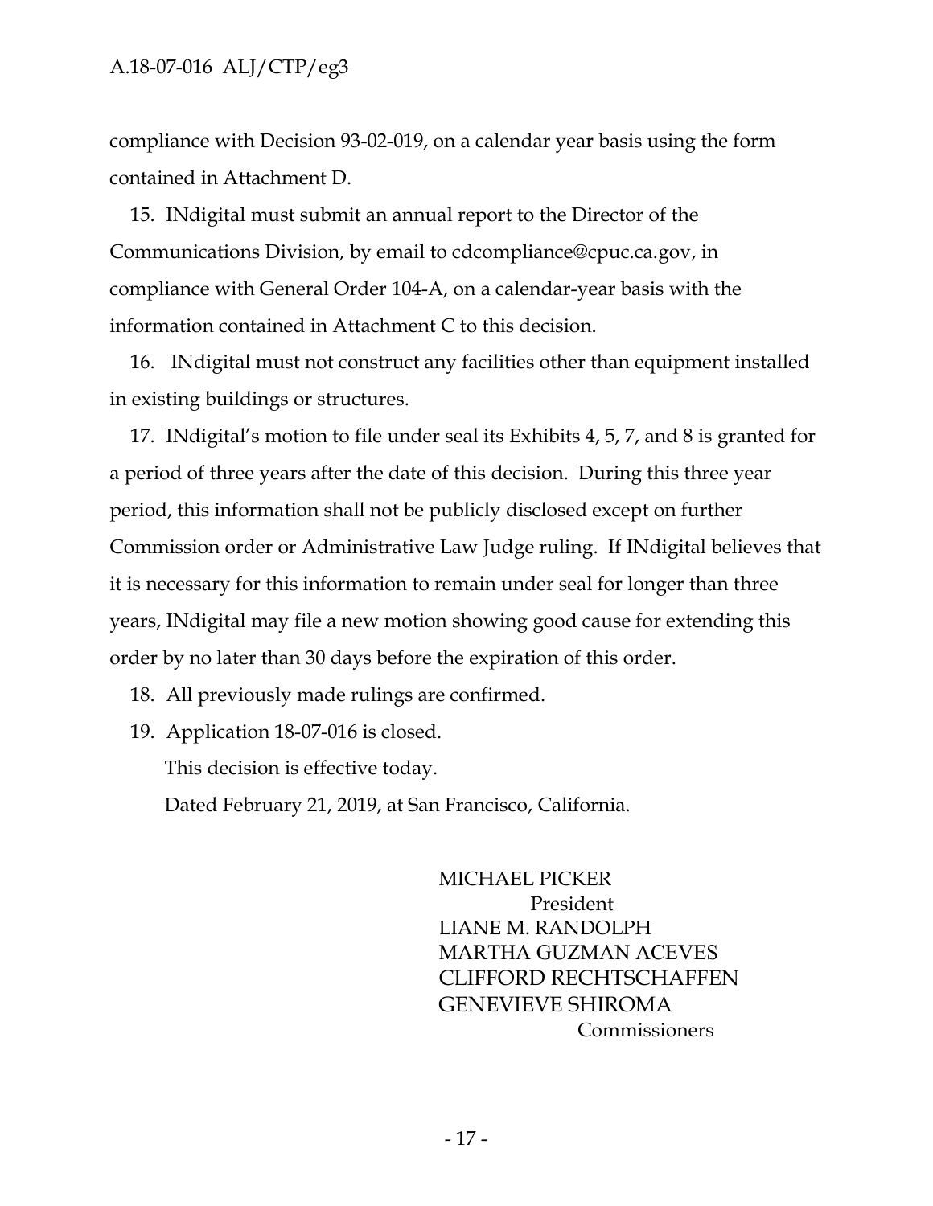compliance with Decision 93-02-019, on a calendar year basis using the form contained in Attachment D.

15. INdigital must submit an annual report to the Director of the Communications Division, by email to cdcompliance@cpuc.ca.gov, in compliance with General Order 104-A, on a calendar-year basis with the information contained in Attachment C to this decision.

16. INdigital must not construct any facilities other than equipment installed in existing buildings or structures.

17. INdigital's motion to file under seal its Exhibits 4, 5, 7, and 8 is granted for a period of three years after the date of this decision. During this three year period, this information shall not be publicly disclosed except on further Commission order or Administrative Law Judge ruling. If INdigital believes that it is necessary for this information to remain under seal for longer than three years, INdigital may file a new motion showing good cause for extending this order by no later than 30 days before the expiration of this order.

18. All previously made rulings are confirmed.

19. Application 18-07-016 is closed.

This decision is effective today.

Dated February 21, 2019, at San Francisco, California.

MICHAEL PICKER
President
LIANE M. RANDOLPH
MARTHA GUZMAN ACEVES
CLIFFORD RECHTSCHAFFEN
GENEVIEVE SHIROMA
Commissioners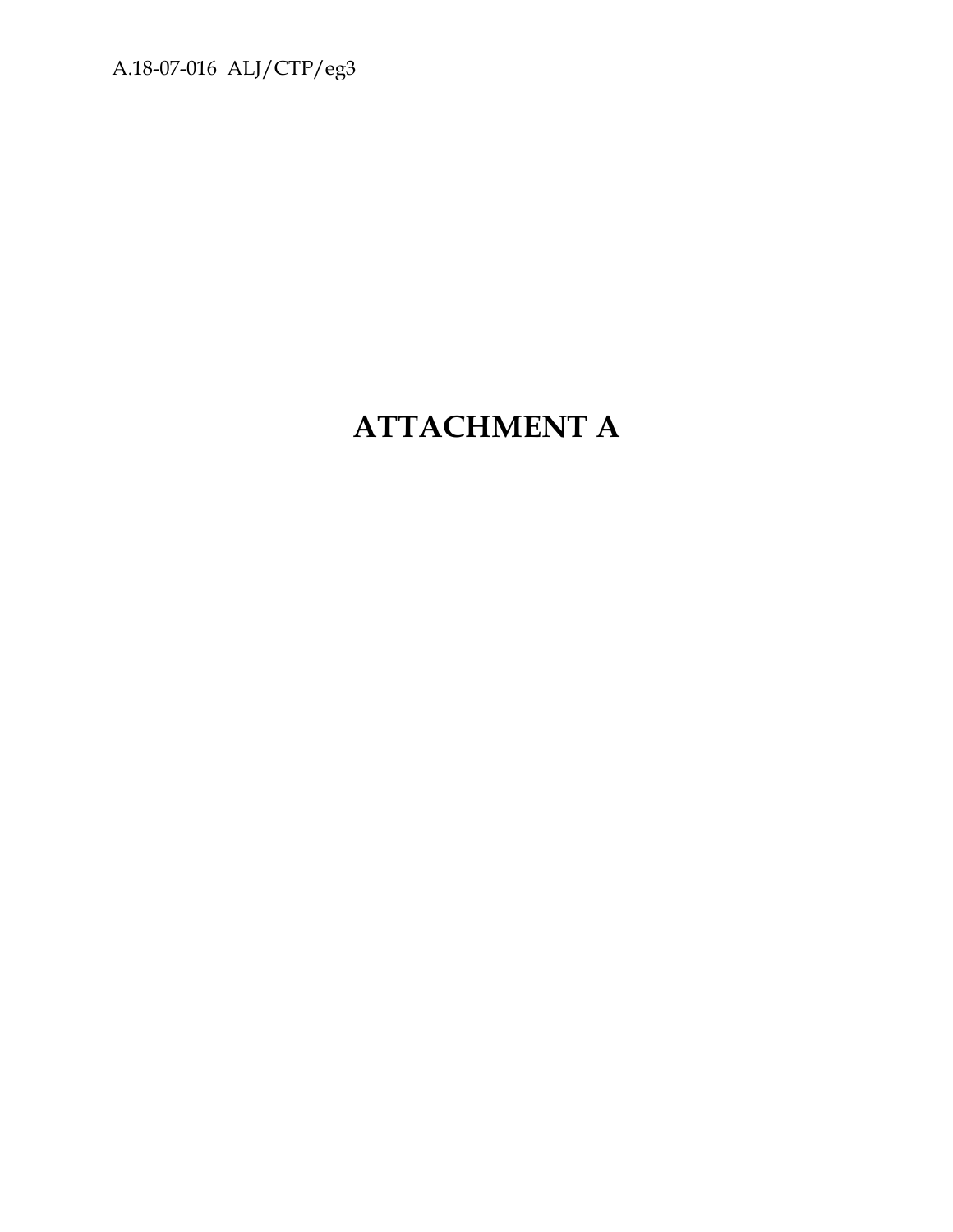# ATTACHMENT A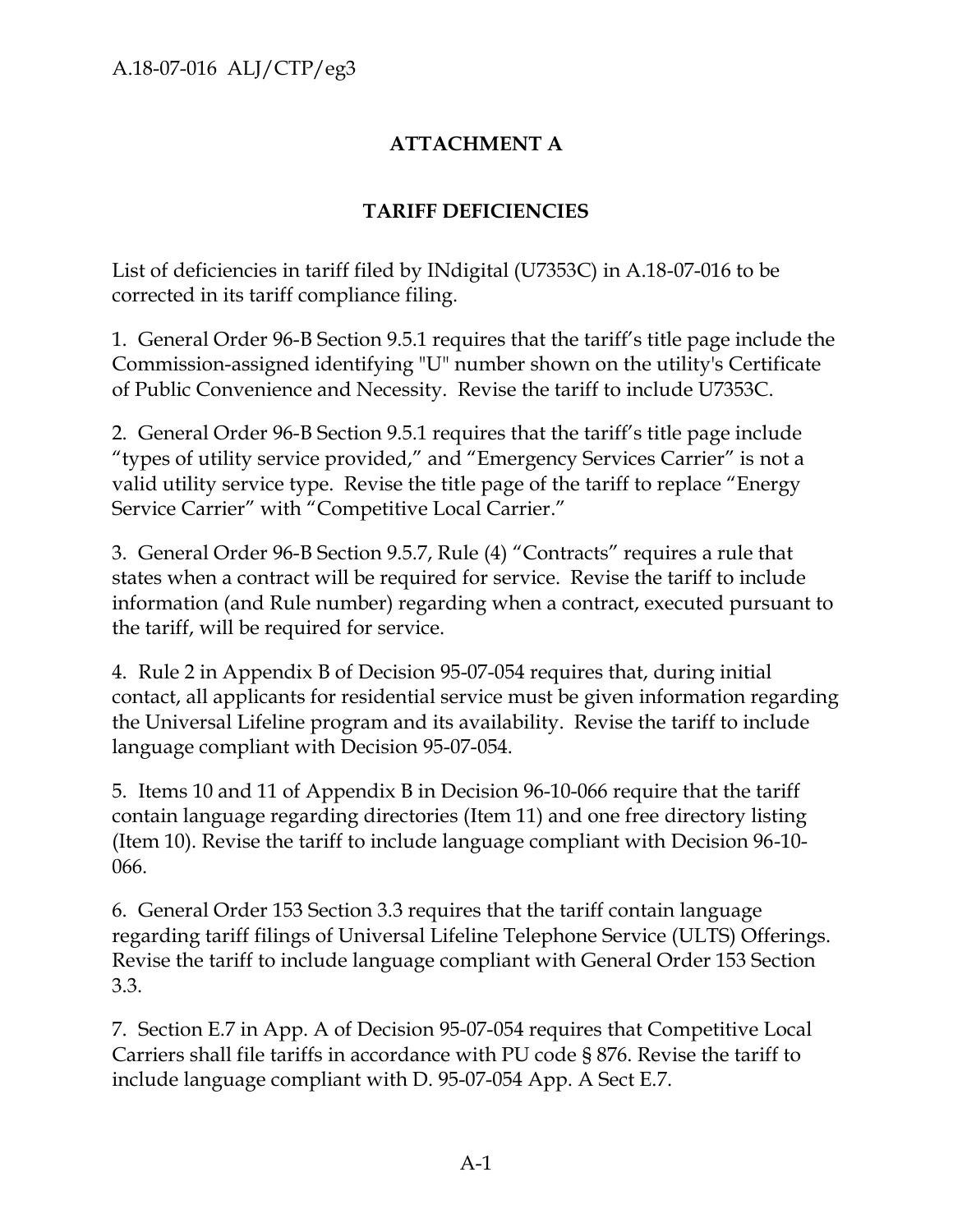# ATTACHMENT A

## TARIFF DEFICIENCIES

List of deficiencies in tariff filed by INdigital (U7353C) in A.18-07-016 to be corrected in its tariff compliance filing.

1. General Order 96-B Section 9.5.1 requires that the tariff's title page include the Commission-assigned identifying "U" number shown on the utility's Certificate of Public Convenience and Necessity. Revise the tariff to include U7353C.

2. General Order 96-B Section 9.5.1 requires that the tariff's title page include "types of utility service provided," and "Emergency Services Carrier" is not a valid utility service type. Revise the title page of the tariff to replace "Energy Service Carrier" with "Competitive Local Carrier."

3. General Order 96-B Section 9.5.7, Rule (4) "Contracts" requires a rule that states when a contract will be required for service. Revise the tariff to include information (and Rule number) regarding when a contract, executed pursuant to the tariff, will be required for service.

4. Rule 2 in Appendix B of Decision 95-07-054 requires that, during initial contact, all applicants for residential service must be given information regarding the Universal Lifeline program and its availability. Revise the tariff to include language compliant with Decision 95-07-054.

5. Items 10 and 11 of Appendix B in Decision 96-10-066 require that the tariff contain language regarding directories (Item 11) and one free directory listing (Item 10). Revise the tariff to include language compliant with Decision 96-10-066.

6. General Order 153 Section 3.3 requires that the tariff contain language regarding tariff filings of Universal Lifeline Telephone Service (ULTS) Offerings. Revise the tariff to include language compliant with General Order 153 Section 3.3.

7. Section E.7 in App. A of Decision 95-07-054 requires that Competitive Local Carriers shall file tariffs in accordance with PU code § 876. Revise the tariff to include language compliant with D. 95-07-054 App. A Sect E.7.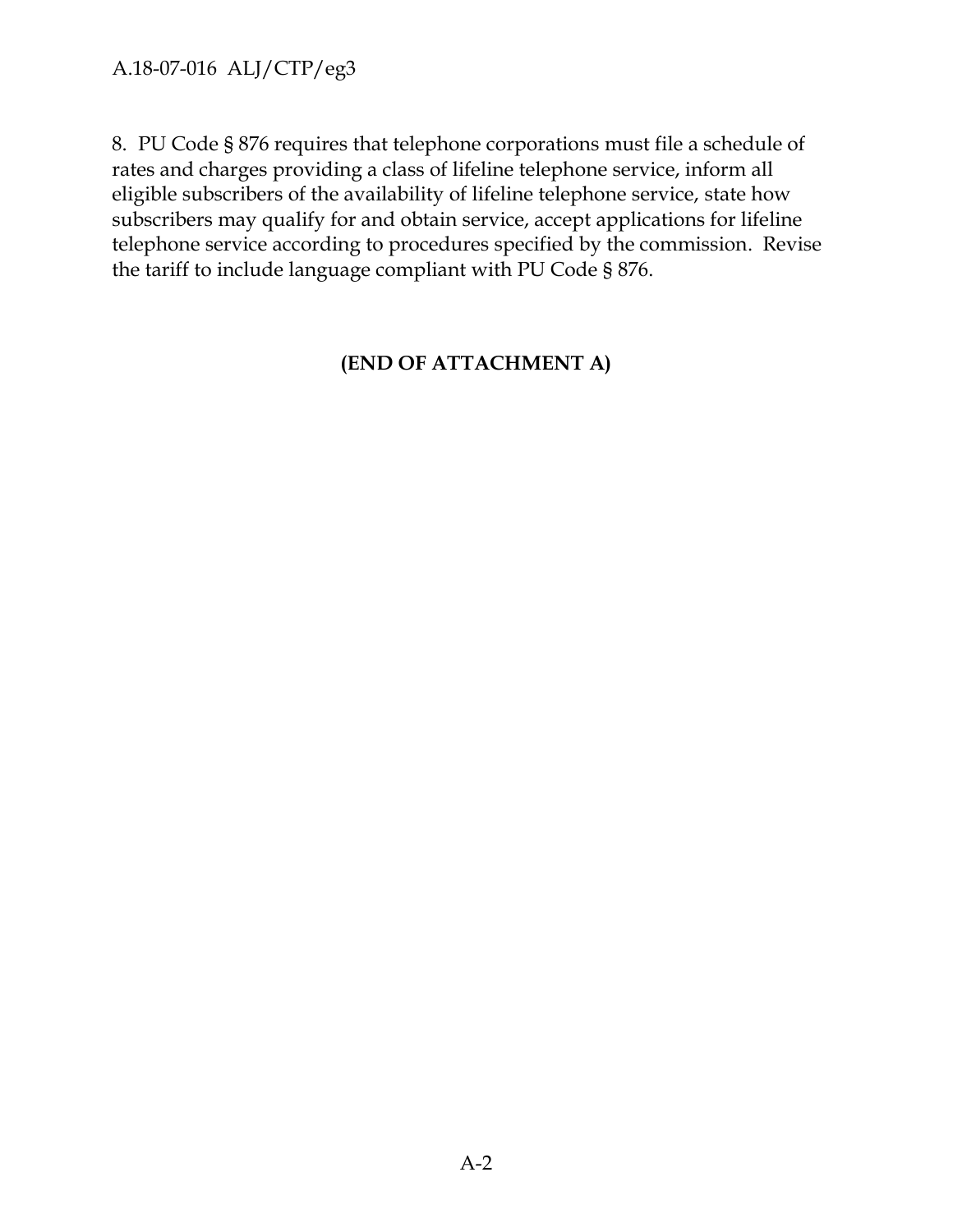8. PU Code § 876 requires that telephone corporations must file a schedule of rates and charges providing a class of lifeline telephone service, inform all eligible subscribers of the availability of lifeline telephone service, state how subscribers may qualify for and obtain service, accept applications for lifeline telephone service according to procedures specified by the commission. Revise the tariff to include language compliant with PU Code § 876.

**(END OF ATTACHMENT A)**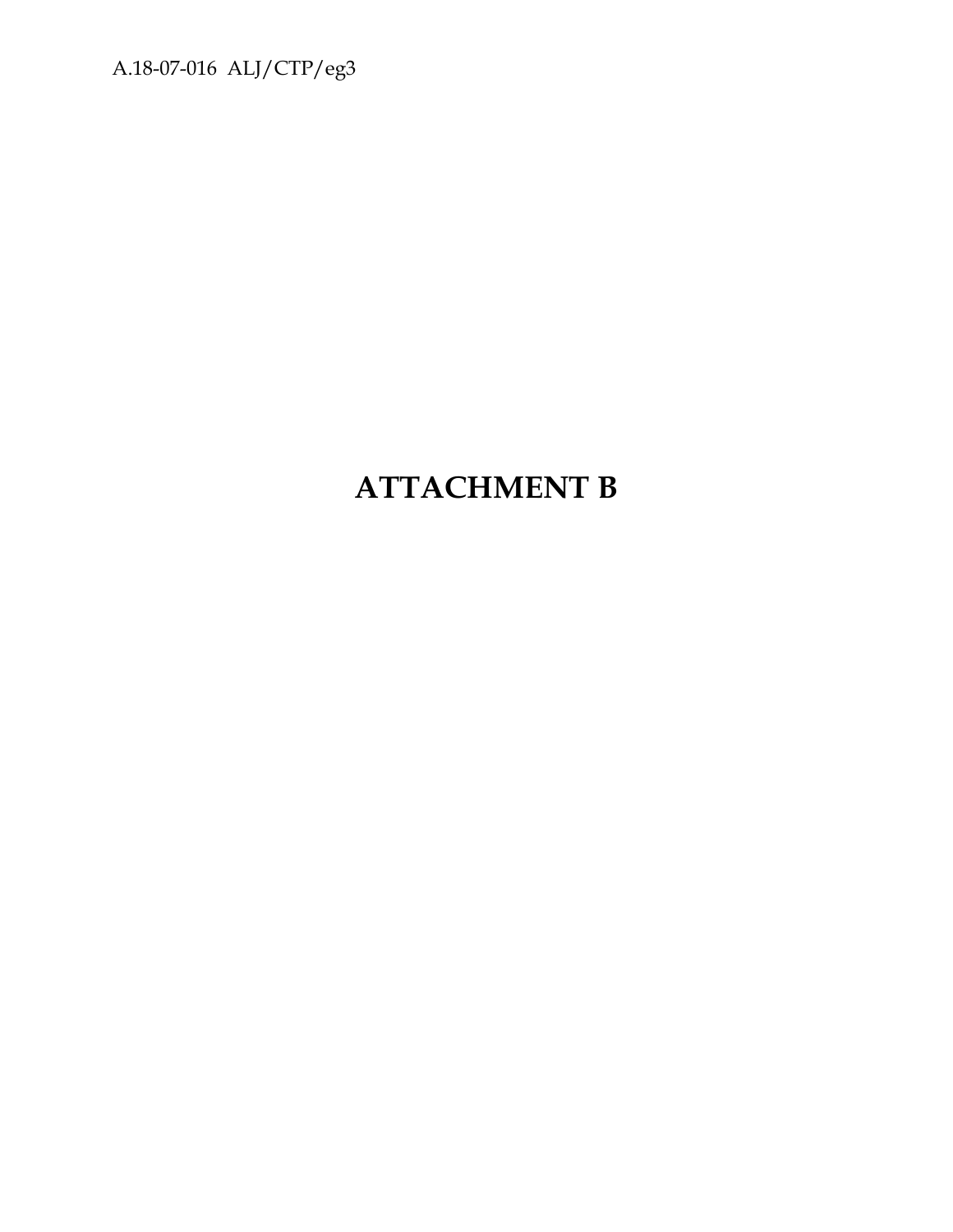# ATTACHMENT B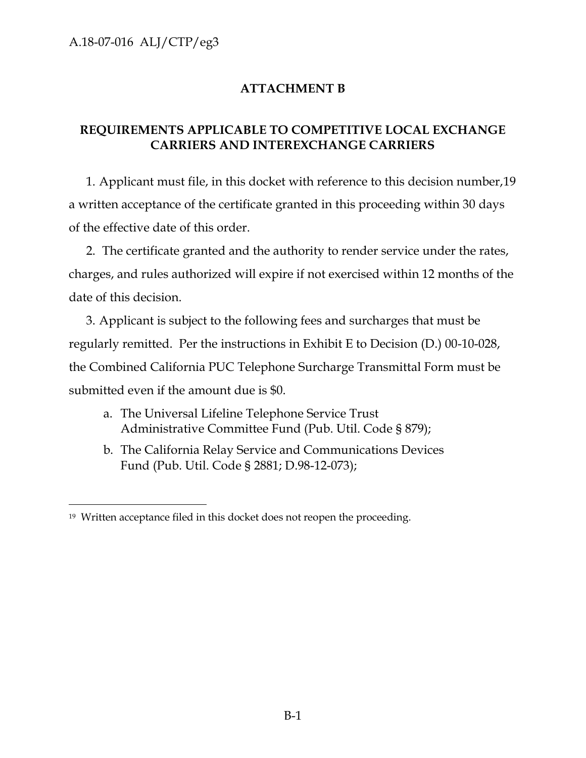# ATTACHMENT B

## REQUIREMENTS APPLICABLE TO COMPETITIVE LOCAL EXCHANGE CARRIERS AND INTEREXCHANGE CARRIERS

1. Applicant must file, in this docket with reference to this decision number,[19] a written acceptance of the certificate granted in this proceeding within 30 days of the effective date of this order.

2. The certificate granted and the authority to render service under the rates, charges, and rules authorized will expire if not exercised within 12 months of the date of this decision.

3. Applicant is subject to the following fees and surcharges that must be regularly remitted. Per the instructions in Exhibit E to Decision (D.) 00-10-028, the Combined California PUC Telephone Surcharge Transmittal Form must be submitted even if the amount due is $0.

   a. The Universal Lifeline Telephone Service Trust Administrative Committee Fund (Pub. Util. Code § 879);

   b. The California Relay Service and Communications Devices Fund (Pub. Util. Code § 2881; D.98-12-073);

---

[19] Written acceptance filed in this docket does not reopen the proceeding.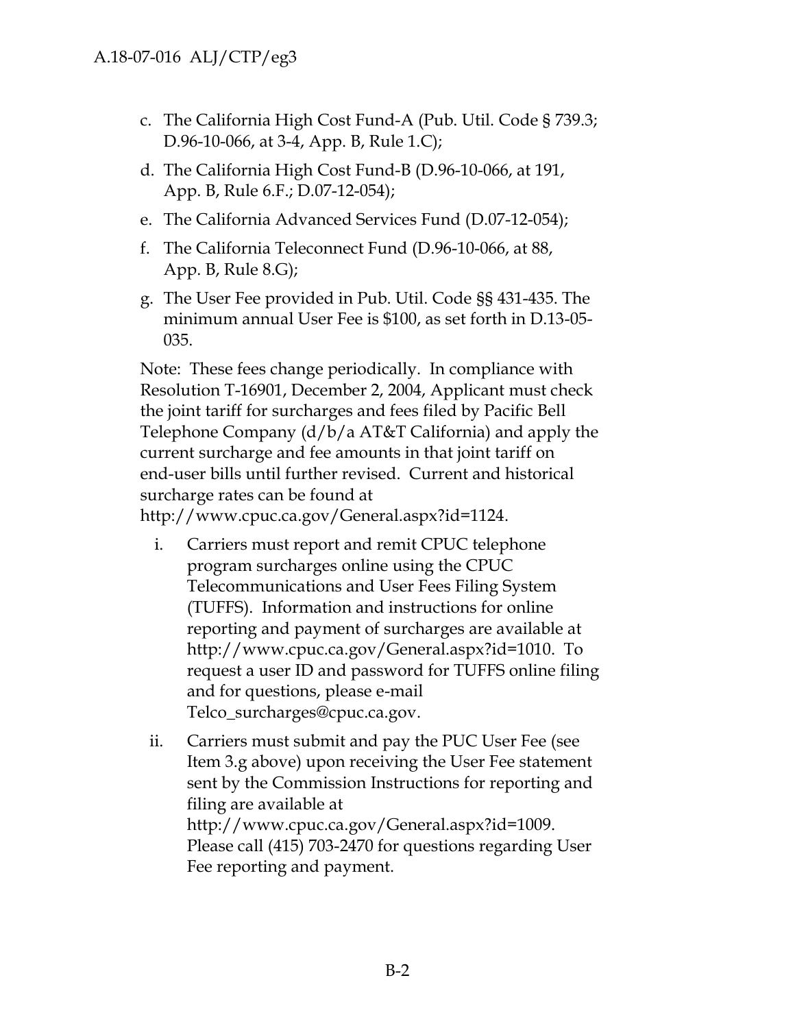c. The California High Cost Fund-A (Pub. Util. Code § 739.3; D.96-10-066, at 3-4, App. B, Rule 1.C);

d. The California High Cost Fund-B (D.96-10-066, at 191, App. B, Rule 6.F.; D.07-12-054);

e. The California Advanced Services Fund (D.07-12-054);

f. The California Teleconnect Fund (D.96-10-066, at 88, App. B, Rule 8.G);

g. The User Fee provided in Pub. Util. Code §§ 431-435. The minimum annual User Fee is $100, as set forth in D.13-05-035.

Note: These fees change periodically. In compliance with Resolution T-16901, December 2, 2004, Applicant must check the joint tariff for surcharges and fees filed by Pacific Bell Telephone Company (d/b/a AT&T California) and apply the current surcharge and fee amounts in that joint tariff on end-user bills until further revised. Current and historical surcharge rates can be found at http://www.cpuc.ca.gov/General.aspx?id=1124.

i. Carriers must report and remit CPUC telephone program surcharges online using the CPUC Telecommunications and User Fees Filing System (TUFFS). Information and instructions for online reporting and payment of surcharges are available at http://www.cpuc.ca.gov/General.aspx?id=1010. To request a user ID and password for TUFFS online filing and for questions, please e-mail Telco_surcharges@cpuc.ca.gov.

ii. Carriers must submit and pay the PUC User Fee (see Item 3.g above) upon receiving the User Fee statement sent by the Commission Instructions for reporting and filing are available at http://www.cpuc.ca.gov/General.aspx?id=1009. Please call (415) 703-2470 for questions regarding User Fee reporting and payment.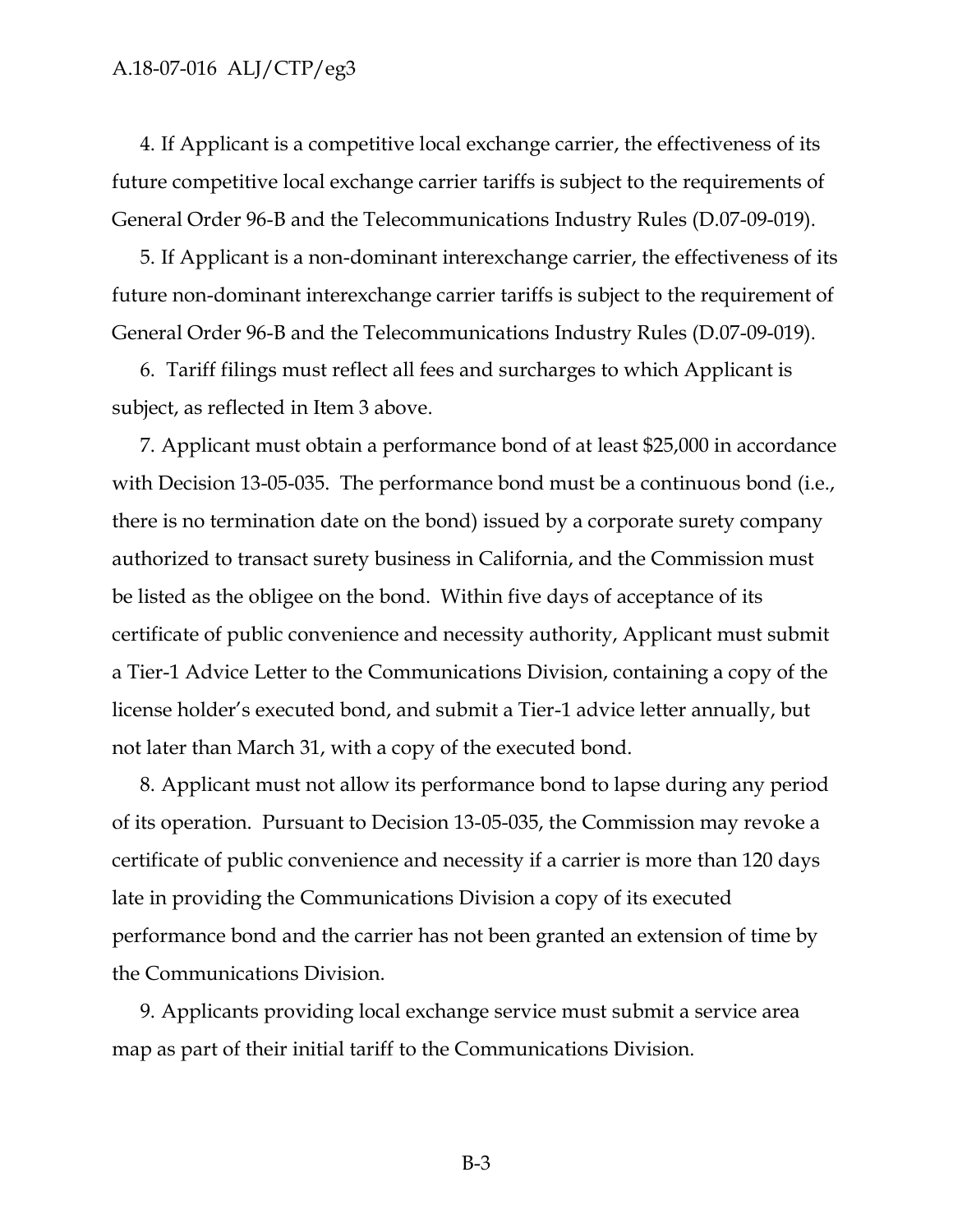4. If Applicant is a competitive local exchange carrier, the effectiveness of its future competitive local exchange carrier tariffs is subject to the requirements of General Order 96-B and the Telecommunications Industry Rules (D.07-09-019).

5. If Applicant is a non-dominant interexchange carrier, the effectiveness of its future non-dominant interexchange carrier tariffs is subject to the requirement of General Order 96-B and the Telecommunications Industry Rules (D.07-09-019).

6. Tariff filings must reflect all fees and surcharges to which Applicant is subject, as reflected in Item 3 above.

7. Applicant must obtain a performance bond of at least $25,000 in accordance with Decision 13-05-035. The performance bond must be a continuous bond (i.e., there is no termination date on the bond) issued by a corporate surety company authorized to transact surety business in California, and the Commission must be listed as the obligee on the bond. Within five days of acceptance of its certificate of public convenience and necessity authority, Applicant must submit a Tier-1 Advice Letter to the Communications Division, containing a copy of the license holder's executed bond, and submit a Tier-1 advice letter annually, but not later than March 31, with a copy of the executed bond.

8. Applicant must not allow its performance bond to lapse during any period of its operation. Pursuant to Decision 13-05-035, the Commission may revoke a certificate of public convenience and necessity if a carrier is more than 120 days late in providing the Communications Division a copy of its executed performance bond and the carrier has not been granted an extension of time by the Communications Division.

9. Applicants providing local exchange service must submit a service area map as part of their initial tariff to the Communications Division.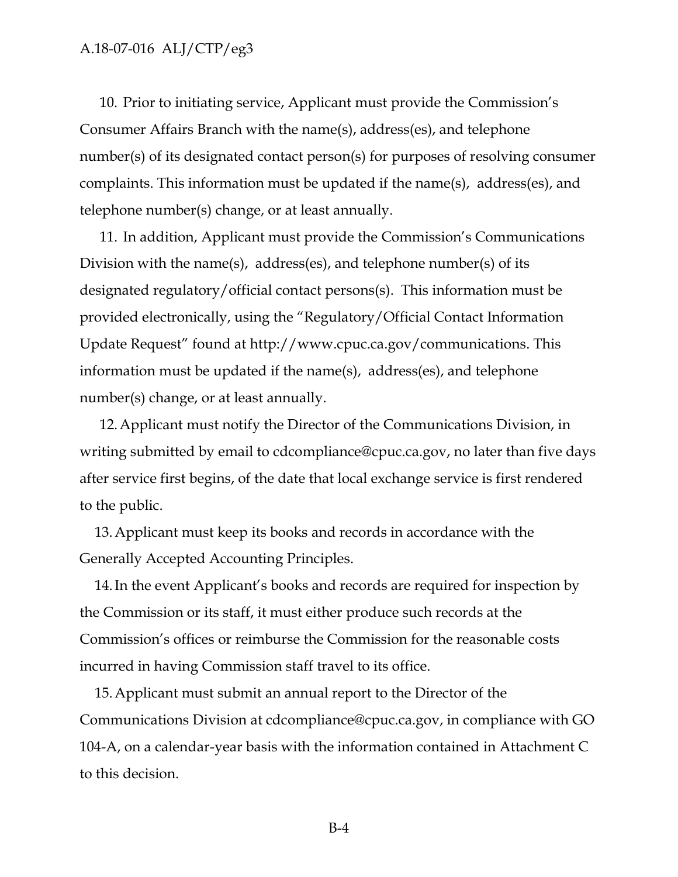10. Prior to initiating service, Applicant must provide the Commission's Consumer Affairs Branch with the name(s), address(es), and telephone number(s) of its designated contact person(s) for purposes of resolving consumer complaints. This information must be updated if the name(s), address(es), and telephone number(s) change, or at least annually.

11. In addition, Applicant must provide the Commission's Communications Division with the name(s), address(es), and telephone number(s) of its designated regulatory/official contact persons(s). This information must be provided electronically, using the "Regulatory/Official Contact Information Update Request" found at http://www.cpuc.ca.gov/communications. This information must be updated if the name(s), address(es), and telephone number(s) change, or at least annually.

12. Applicant must notify the Director of the Communications Division, in writing submitted by email to cdcompliance@cpuc.ca.gov, no later than five days after service first begins, of the date that local exchange service is first rendered to the public.

13. Applicant must keep its books and records in accordance with the Generally Accepted Accounting Principles.

14. In the event Applicant's books and records are required for inspection by the Commission or its staff, it must either produce such records at the Commission's offices or reimburse the Commission for the reasonable costs incurred in having Commission staff travel to its office.

15. Applicant must submit an annual report to the Director of the Communications Division at cdcompliance@cpuc.ca.gov, in compliance with GO 104-A, on a calendar-year basis with the information contained in Attachment C to this decision.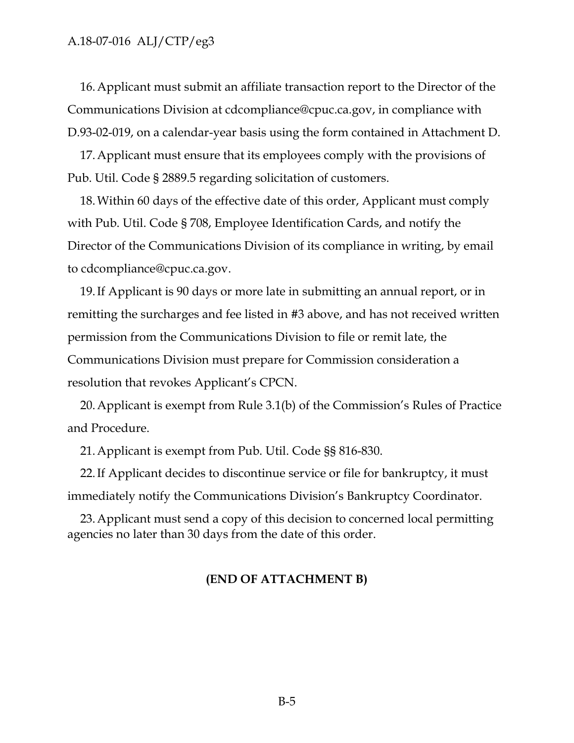16. Applicant must submit an affiliate transaction report to the Director of the Communications Division at cdcompliance@cpuc.ca.gov, in compliance with D.93-02-019, on a calendar-year basis using the form contained in Attachment D.

17. Applicant must ensure that its employees comply with the provisions of Pub. Util. Code § 2889.5 regarding solicitation of customers.

18. Within 60 days of the effective date of this order, Applicant must comply with Pub. Util. Code § 708, Employee Identification Cards, and notify the Director of the Communications Division of its compliance in writing, by email to cdcompliance@cpuc.ca.gov.

19. If Applicant is 90 days or more late in submitting an annual report, or in remitting the surcharges and fee listed in #3 above, and has not received written permission from the Communications Division to file or remit late, the Communications Division must prepare for Commission consideration a resolution that revokes Applicant's CPCN.

20. Applicant is exempt from Rule 3.1(b) of the Commission's Rules of Practice and Procedure.

21. Applicant is exempt from Pub. Util. Code §§ 816-830.

22. If Applicant decides to discontinue service or file for bankruptcy, it must immediately notify the Communications Division's Bankruptcy Coordinator.

23. Applicant must send a copy of this decision to concerned local permitting agencies no later than 30 days from the date of this order.

**(END OF ATTACHMENT B)**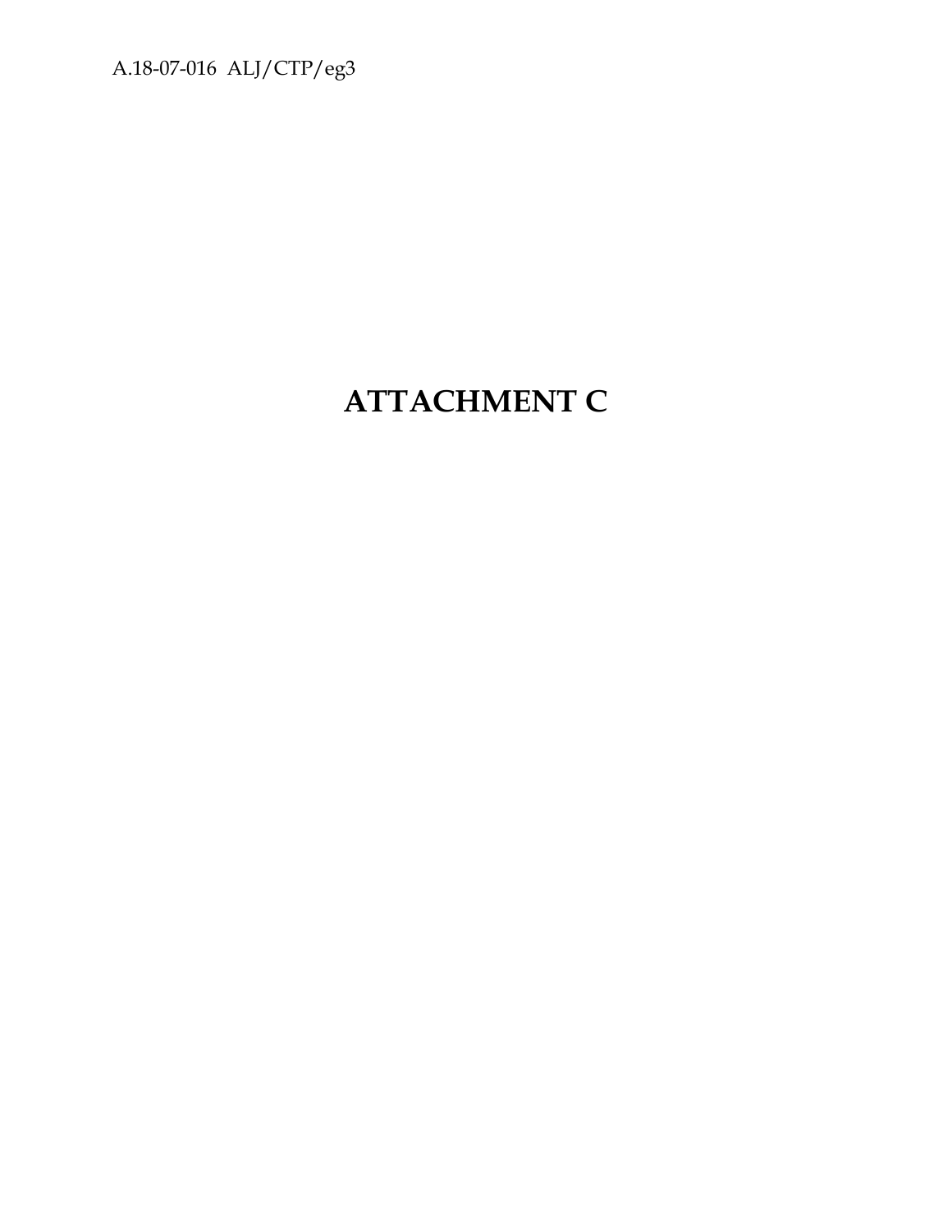# ATTACHMENT C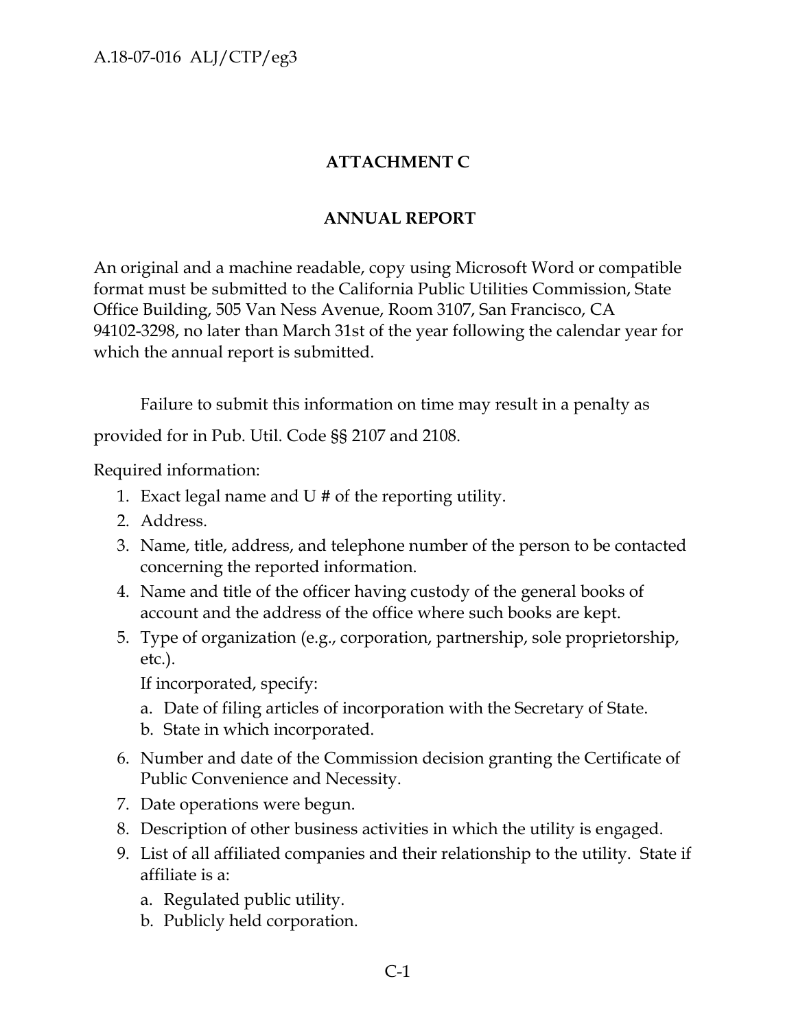**ATTACHMENT C**

**ANNUAL REPORT**

An original and a machine readable, copy using Microsoft Word or compatible format must be submitted to the California Public Utilities Commission, State Office Building, 505 Van Ness Avenue, Room 3107, San Francisco, CA 94102-3298, no later than March 31st of the year following the calendar year for which the annual report is submitted.

Failure to submit this information on time may result in a penalty as provided for in Pub. Util. Code §§ 2107 and 2108.

Required information:

1. Exact legal name and U # of the reporting utility.
2. Address.
3. Name, title, address, and telephone number of the person to be contacted concerning the reported information.
4. Name and title of the officer having custody of the general books of account and the address of the office where such books are kept.
5. Type of organization (e.g., corporation, partnership, sole proprietorship, etc.).

   If incorporated, specify:

   a. Date of filing articles of incorporation with the Secretary of State.
   b. State in which incorporated.
6. Number and date of the Commission decision granting the Certificate of Public Convenience and Necessity.
7. Date operations were begun.
8. Description of other business activities in which the utility is engaged.
9. List of all affiliated companies and their relationship to the utility. State if affiliate is a:
   a. Regulated public utility.
   b. Publicly held corporation.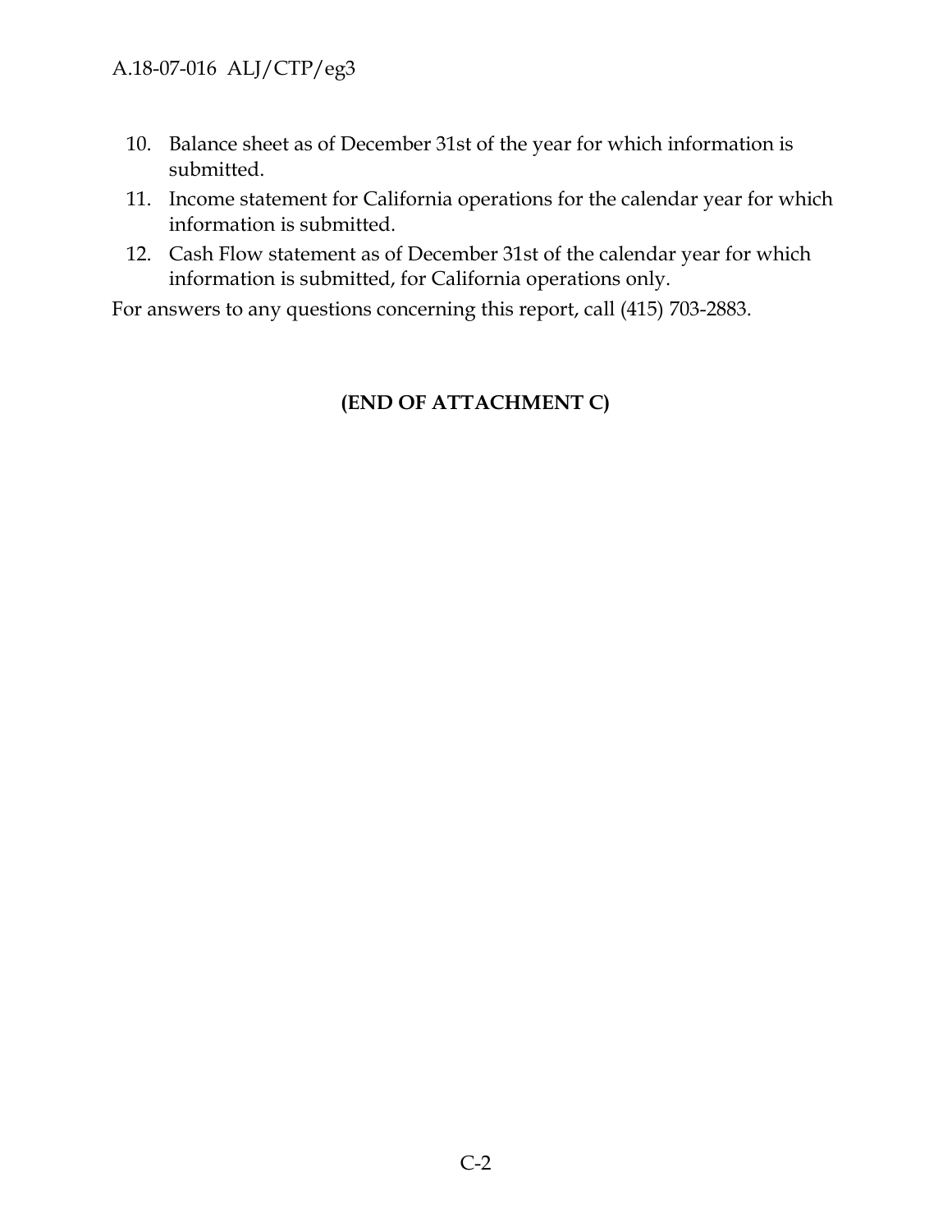10. Balance sheet as of December 31st of the year for which information is submitted.
11. Income statement for California operations for the calendar year for which information is submitted.
12. Cash Flow statement as of December 31st of the calendar year for which information is submitted, for California operations only.

For answers to any questions concerning this report, call (415) 703-2883.

**(END OF ATTACHMENT C)**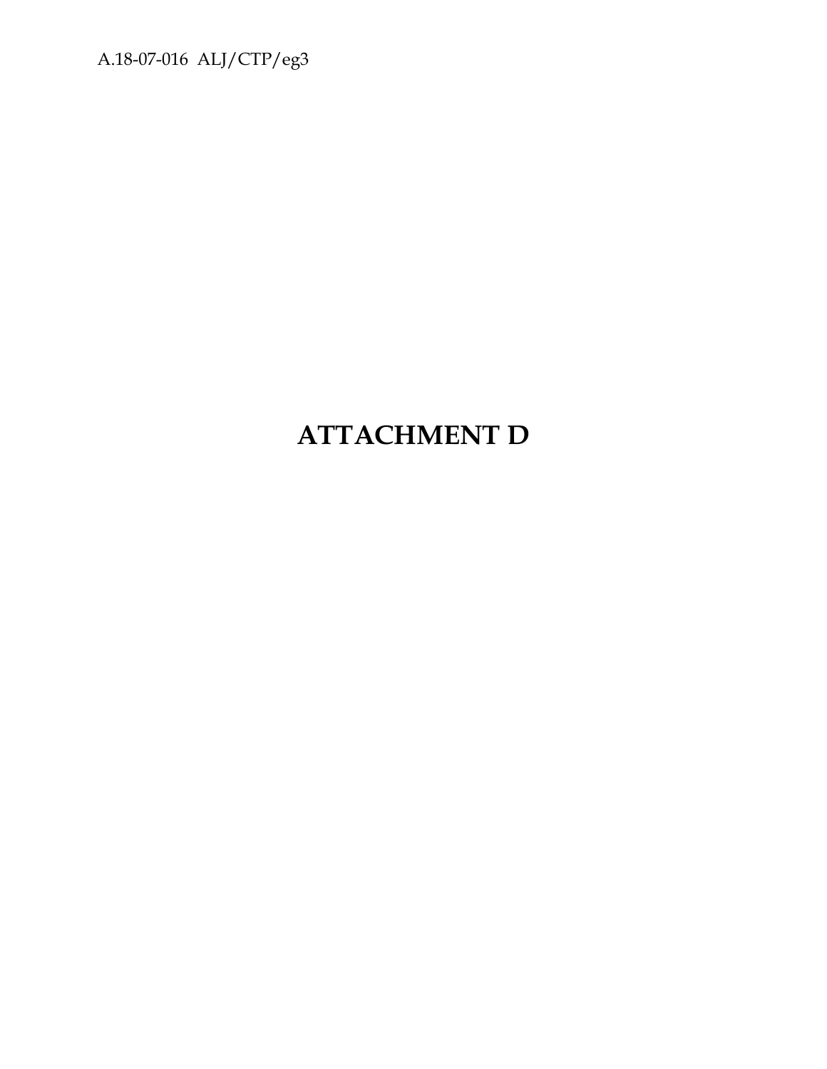# ATTACHMENT D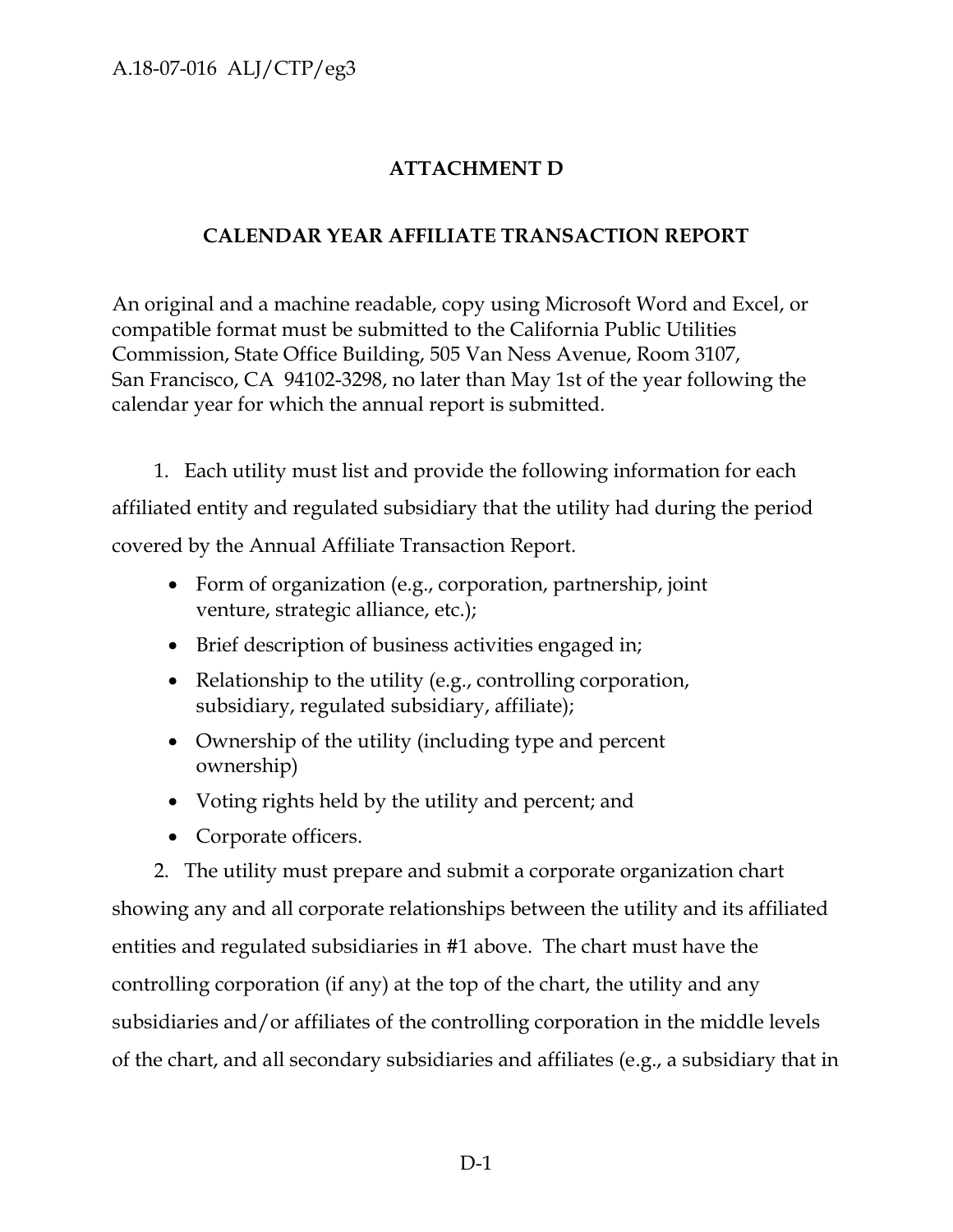# ATTACHMENT D

## CALENDAR YEAR AFFILIATE TRANSACTION REPORT

An original and a machine readable, copy using Microsoft Word and Excel, or compatible format must be submitted to the California Public Utilities Commission, State Office Building, 505 Van Ness Avenue, Room 3107, San Francisco, CA 94102-3298, no later than May 1st of the year following the calendar year for which the annual report is submitted.

1. Each utility must list and provide the following information for each affiliated entity and regulated subsidiary that the utility had during the period covered by the Annual Affiliate Transaction Report.
   - Form of organization (e.g., corporation, partnership, joint venture, strategic alliance, etc.);
   - Brief description of business activities engaged in;
   - Relationship to the utility (e.g., controlling corporation, subsidiary, regulated subsidiary, affiliate);
   - Ownership of the utility (including type and percent ownership)
   - Voting rights held by the utility and percent; and
   - Corporate officers.
2. The utility must prepare and submit a corporate organization chart showing any and all corporate relationships between the utility and its affiliated entities and regulated subsidiaries in #1 above. The chart must have the controlling corporation (if any) at the top of the chart, the utility and any subsidiaries and/or affiliates of the controlling corporation in the middle levels of the chart, and all secondary subsidiaries and affiliates (e.g., a subsidiary that in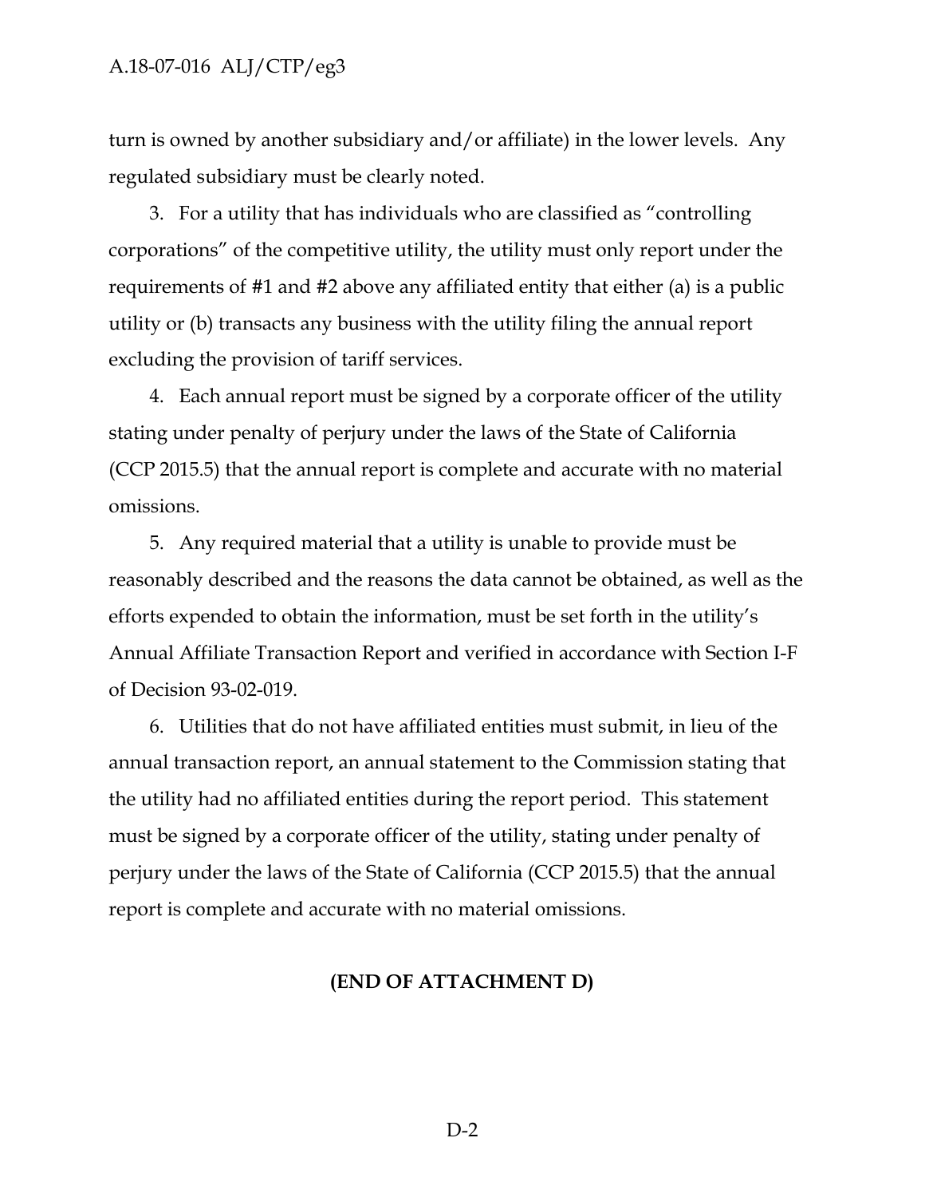turn is owned by another subsidiary and/or affiliate) in the lower levels. Any regulated subsidiary must be clearly noted.

3. For a utility that has individuals who are classified as "controlling corporations" of the competitive utility, the utility must only report under the requirements of #1 and #2 above any affiliated entity that either (a) is a public utility or (b) transacts any business with the utility filing the annual report excluding the provision of tariff services.

4. Each annual report must be signed by a corporate officer of the utility stating under penalty of perjury under the laws of the State of California (CCP 2015.5) that the annual report is complete and accurate with no material omissions.

5. Any required material that a utility is unable to provide must be reasonably described and the reasons the data cannot be obtained, as well as the efforts expended to obtain the information, must be set forth in the utility's Annual Affiliate Transaction Report and verified in accordance with Section I-F of Decision 93-02-019.

6. Utilities that do not have affiliated entities must submit, in lieu of the annual transaction report, an annual statement to the Commission stating that the utility had no affiliated entities during the report period. This statement must be signed by a corporate officer of the utility, stating under penalty of perjury under the laws of the State of California (CCP 2015.5) that the annual report is complete and accurate with no material omissions.

**(END OF ATTACHMENT D)**